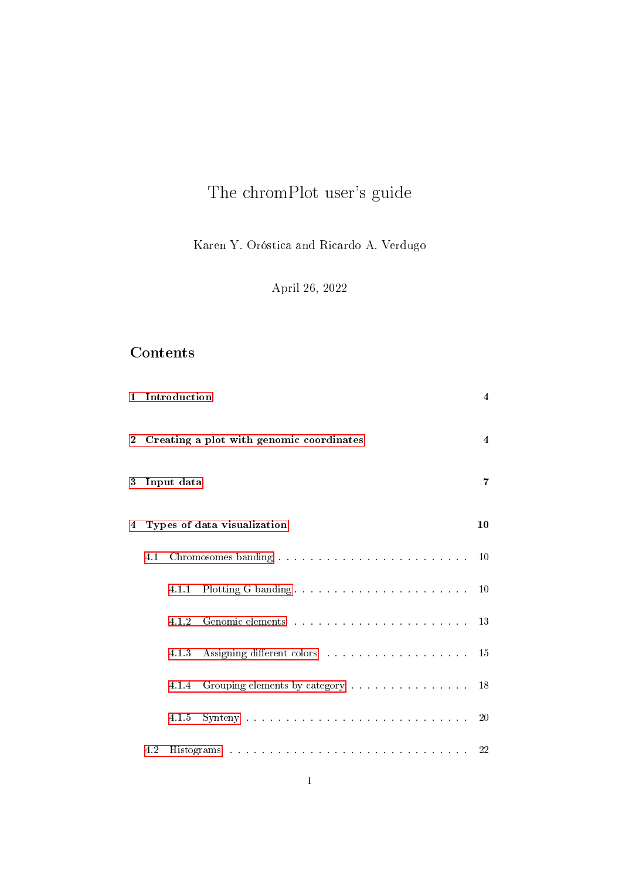# The chromPlot user's guide

Karen Y. Oróstica and Ricardo A. Verdugo

April 26, 2022

## Contents

1 Introduction 4

2 Creating a plot with genomic coordinates 4

3 Input data 7

4 Types of data visualization 10

4.1 Chromosomes banding . . . . . . . . . . . . . . . . . . . . . . . . . 10

4.1.1 Plotting G banding . . . . . . . . . . . . . . . . . . . . . . 10

4.1.2 Genomic elements . . . . . . . . . . . . . . . . . . . . . . 13

4.1.3 Assigning different colors . . . . . . . . . . . . . . . . . . 15

4.1.4 Grouping elements by category . . . . . . . . . . . . . . . 18

4.1.5 Synteny . . . . . . . . . . . . . . . . . . . . . . . . . . . . 20

4.2 Histograms . . . . . . . . . . . . . . . . . . . . . . . . . . . . . 22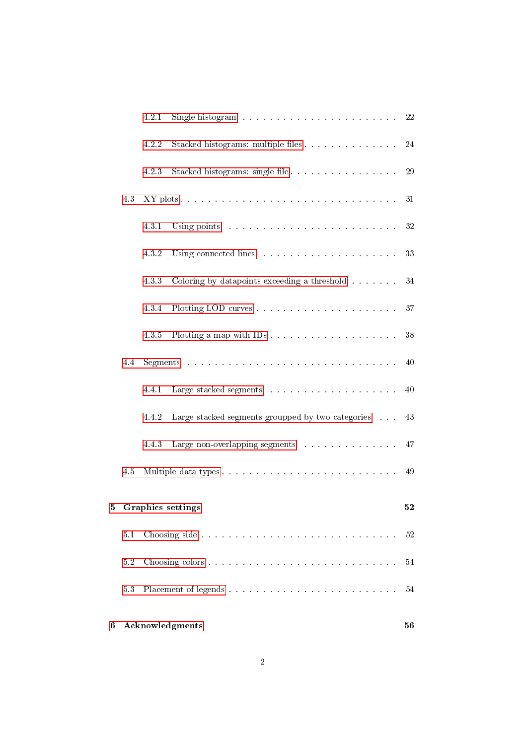- 4.2.1 Single histogram . . . . . . . . . . . . . . . . . . . . . . . . 22
- 4.2.2 Stacked histograms: multiple files . . . . . . . . . . . . . . . 24
- 4.2.3 Stacked histograms: single file . . . . . . . . . . . . . . . . . 29
- 4.3 XY plots . . . . . . . . . . . . . . . . . . . . . . . . . . . . . 31
  - 4.3.1 Using points . . . . . . . . . . . . . . . . . . . . . . . . . 32
  - 4.3.2 Using connected lines . . . . . . . . . . . . . . . . . . . . 33
  - 4.3.3 Coloring by datapoints exceeding a threshold . . . . . . . 34
  - 4.3.4 Plotting LOD curves . . . . . . . . . . . . . . . . . . . . . 37
  - 4.3.5 Plotting a map with IDs . . . . . . . . . . . . . . . . . . . 38
- 4.4 Segments . . . . . . . . . . . . . . . . . . . . . . . . . . . . . 40
  - 4.4.1 Large stacked segments . . . . . . . . . . . . . . . . . . . 40
  - 4.4.2 Large stacked segments groupped by two categories . . . 43
  - 4.4.3 Large non-overlapping segments . . . . . . . . . . . . . . 47
- 4.5 Multiple data types . . . . . . . . . . . . . . . . . . . . . . . . 49

**5 Graphics settings** **52**

- 5.1 Choosing side . . . . . . . . . . . . . . . . . . . . . . . . . . . 52
- 5.2 Choosing colors . . . . . . . . . . . . . . . . . . . . . . . . . . 54
- 5.3 Placement of legends . . . . . . . . . . . . . . . . . . . . . . . 54

**6 Acknowledgments** **56**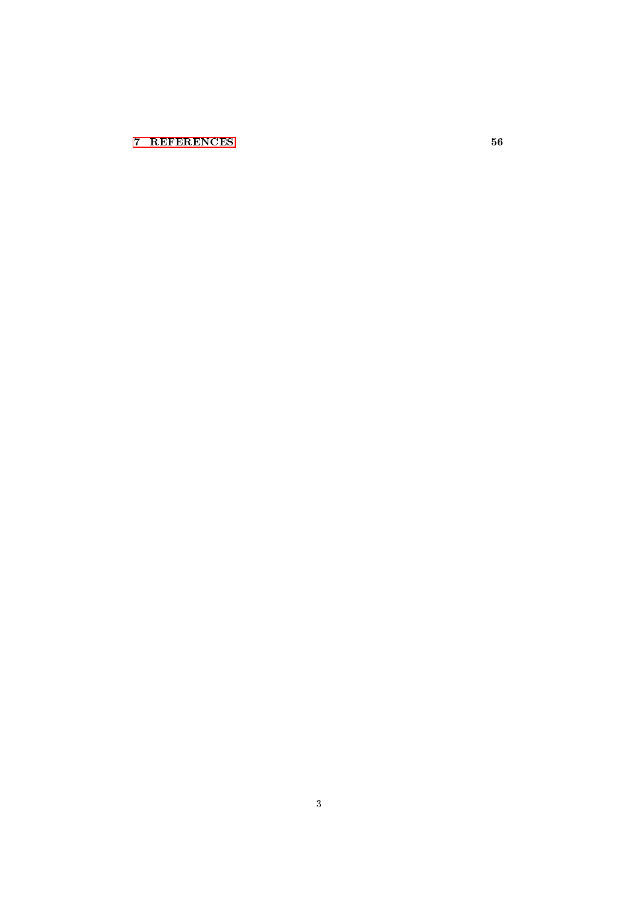**7 REFERENCES** **56**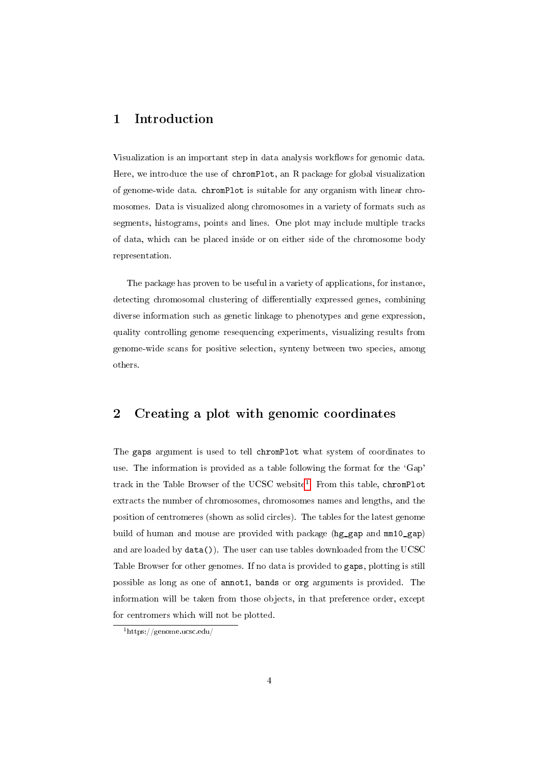# 1 Introduction

Visualization is an important step in data analysis workflows for genomic data. Here, we introduce the use of `chromPlot`, an R package for global visualization of genome-wide data. `chromPlot` is suitable for any organism with linear chromosomes. Data is visualized along chromosomes in a variety of formats such as segments, histograms, points and lines. One plot may include multiple tracks of data, which can be placed inside or on either side of the chromosome body representation.

The package has proven to be useful in a variety of applications, for instance, detecting chromosomal clustering of differentially expressed genes, combining diverse information such as genetic linkage to phenotypes and gene expression, quality controlling genome resequencing experiments, visualizing results from genome-wide scans for positive selection, synteny between two species, among others.

# 2 Creating a plot with genomic coordinates

The `gaps` argument is used to tell `chromPlot` what system of coordinates to use. The information is provided as a table following the format for the 'Gap' track in the Table Browser of the UCSC website[1]. From this table, `chromPlot` extracts the number of chromosomes, chromosomes names and lengths, and the position of centromeres (shown as solid circles). The tables for the latest genome build of human and mouse are provided with package (`hg_gap` and `mm10_gap`) and are loaded by `data()`). The user can use tables downloaded from the UCSC Table Browser for other genomes. If no data is provided to `gaps`, plotting is still possible as long as one of `annot1`, `bands` or `org` arguments is provided. The information will be taken from those objects, in that preference order, except for centromers which will not be plotted.

[1] https://genome.ucsc.edu/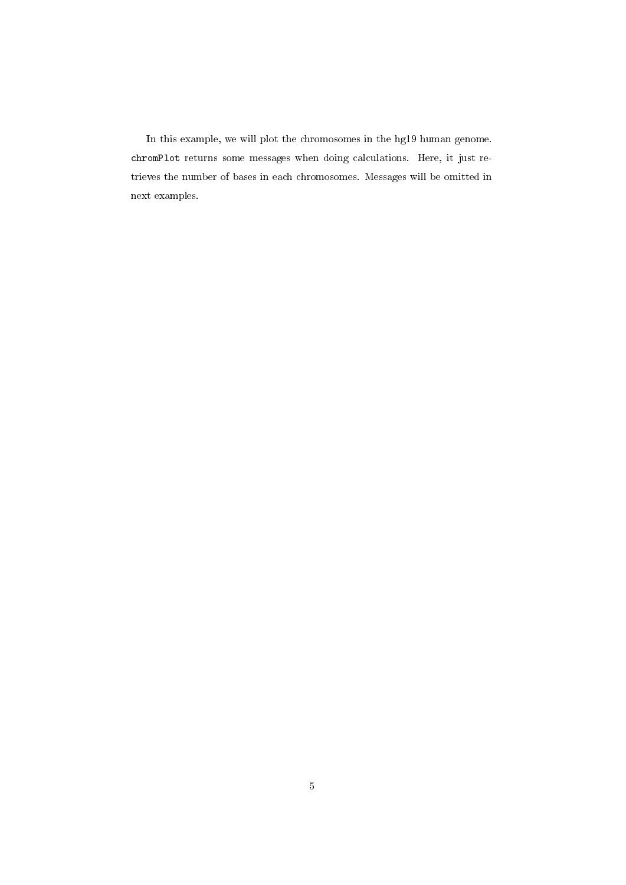In this example, we will plot the chromosomes in the hg19 human genome. `chromPlot` returns some messages when doing calculations. Here, it just retrieves the number of bases in each chromosomes. Messages will be omitted in next examples.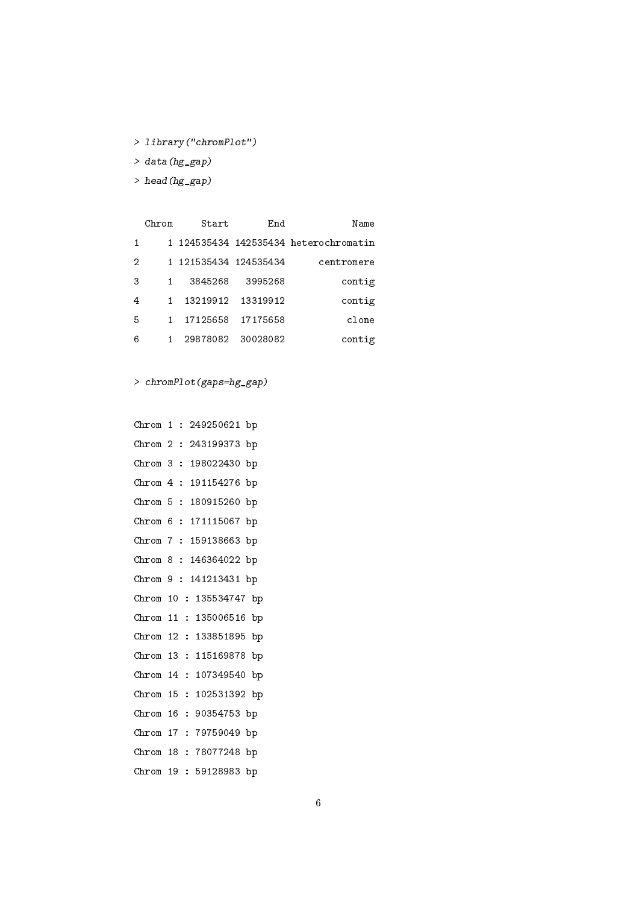```
> library("chromPlot")
> data(hg_gap)
> head(hg_gap)

  Chrom     Start       End            Name
1     1 124535434 142535434 heterochromatin
2     1 121535434 124535434      centromere
3     1   3845268   3995268          contig
4     1  13219912  13319912          contig
5     1  17125658  17175658           clone
6     1  29878082  30028082          contig

> chromPlot(gaps=hg_gap)

Chrom 1 : 249250621 bp
Chrom 2 : 243199373 bp
Chrom 3 : 198022430 bp
Chrom 4 : 191154276 bp
Chrom 5 : 180915260 bp
Chrom 6 : 171115067 bp
Chrom 7 : 159138663 bp
Chrom 8 : 146364022 bp
Chrom 9 : 141213431 bp
Chrom 10 : 135534747 bp
Chrom 11 : 135006516 bp
Chrom 12 : 133851895 bp
Chrom 13 : 115169878 bp
Chrom 14 : 107349540 bp
Chrom 15 : 102531392 bp
Chrom 16 : 90354753 bp
Chrom 17 : 79759049 bp
Chrom 18 : 78077248 bp
Chrom 19 : 59128983 bp
```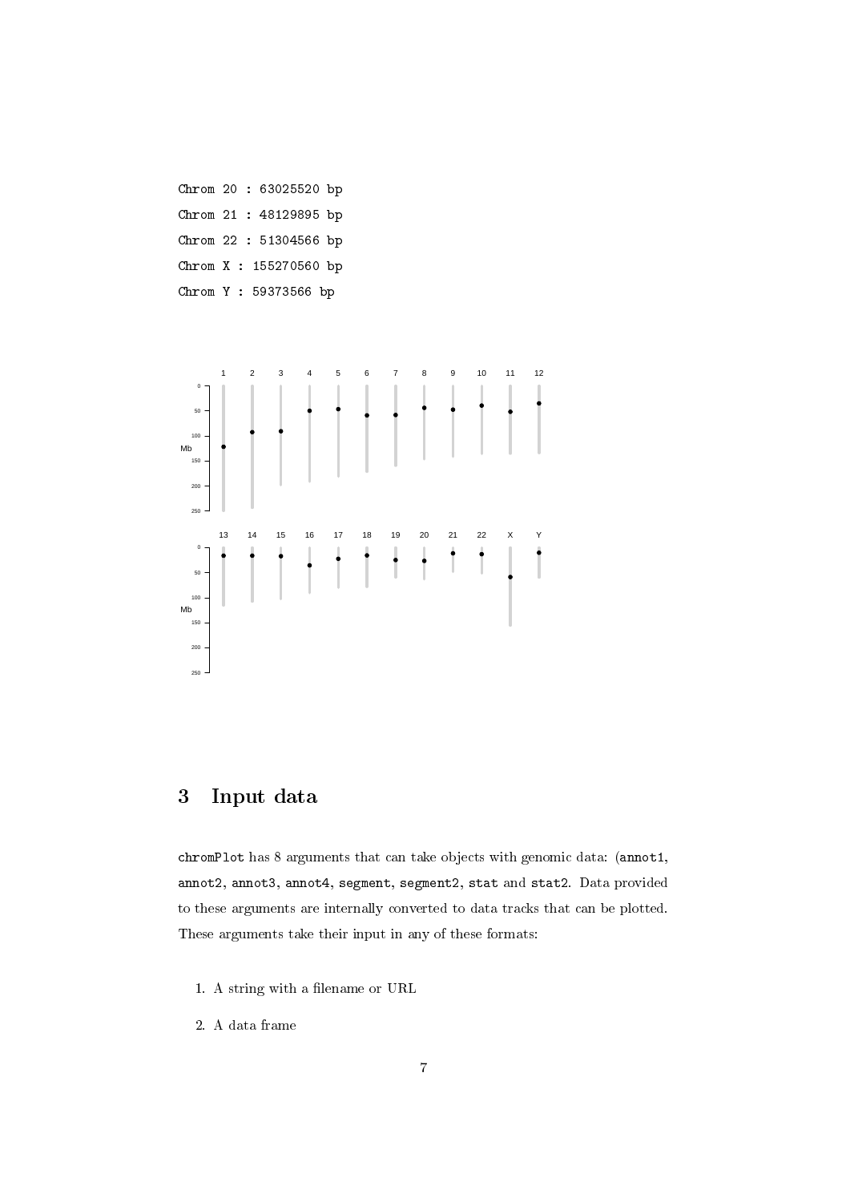```
Chrom 20 : 63025520 bp
Chrom 21 : 48129895 bp
Chrom 22 : 51304566 bp
Chrom X : 155270560 bp
Chrom Y : 59373566 bp
```

## 3 Input data

`chromPlot` has 8 arguments that can take objects with genomic data: (`annot1`, `annot2`, `annot3`, `annot4`, `segment`, `segment2`, `stat` and `stat2`. Data provided to these arguments are internally converted to data tracks that can be plotted. These arguments take their input in any of these formats:

1. A string with a filename or URL
2. A data frame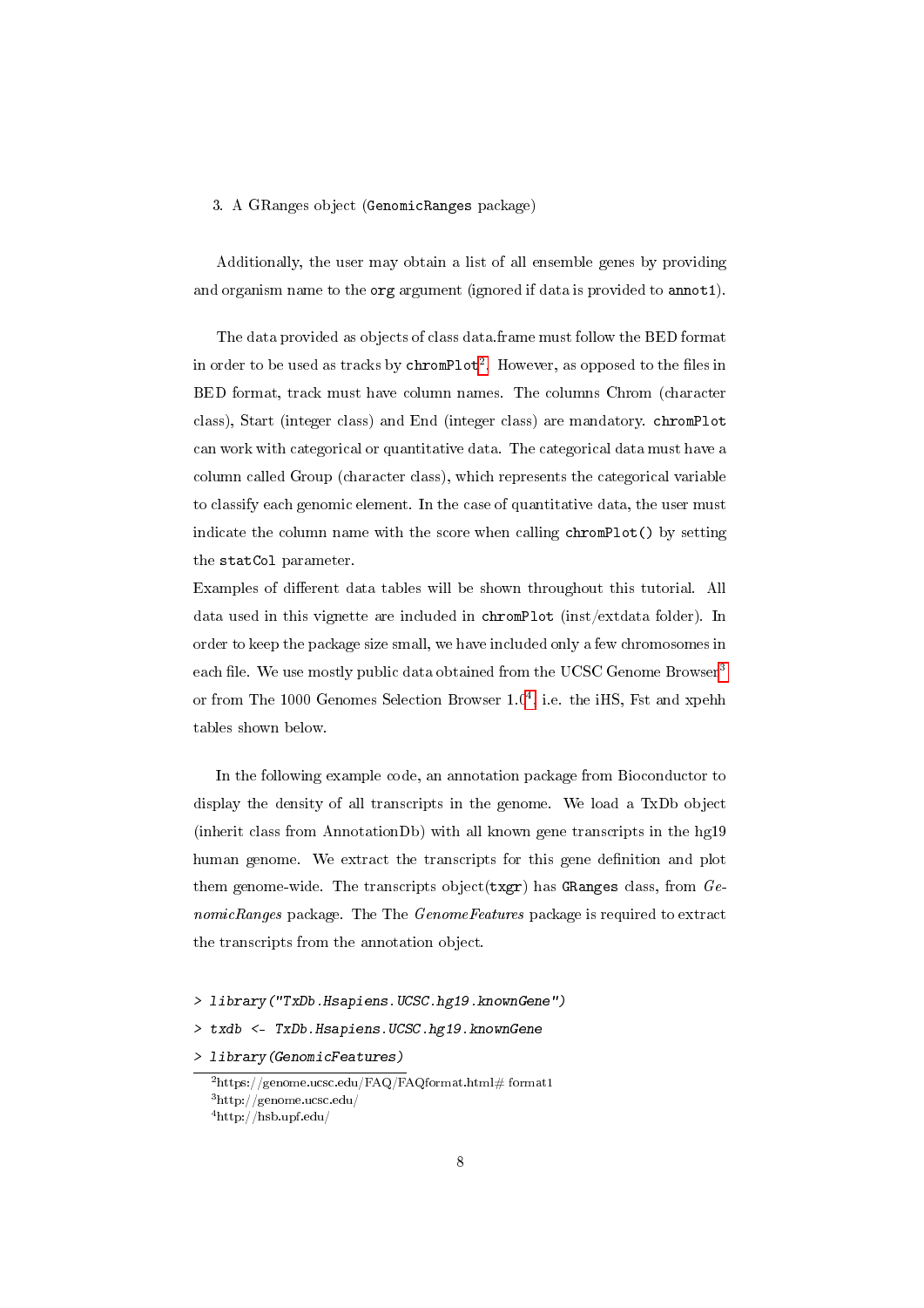3. A GRanges object (`GenomicRanges` package)

Additionally, the user may obtain a list of all ensemble genes by providing and organism name to the `org` argument (ignored if data is provided to `annot1`).

The data provided as objects of class data.frame must follow the BED format in order to be used as tracks by `chromPlot`[2]. However, as opposed to the files in BED format, track must have column names. The columns Chrom (character class), Start (integer class) and End (integer class) are mandatory. `chromPlot` can work with categorical or quantitative data. The categorical data must have a column called Group (character class), which represents the categorical variable to classify each genomic element. In the case of quantitative data, the user must indicate the column name with the score when calling `chromPlot()` by setting the `statCol` parameter.
Examples of different data tables will be shown throughout this tutorial. All data used in this vignette are included in `chromPlot` (inst/extdata folder). In order to keep the package size small, we have included only a few chromosomes in each file. We use mostly public data obtained from the UCSC Genome Browser[3] or from The 1000 Genomes Selection Browser 1.0[4], i.e. the iHS, Fst and xpehh tables shown below.

In the following example code, an annotation package from Bioconductor to display the density of all transcripts in the genome. We load a TxDb object (inherit class from AnnotationDb) with all known gene transcripts in the hg19 human genome. We extract the transcripts for this gene definition and plot them genome-wide. The transcripts object(`txgr`) has `GRanges` class, from *GenomicRanges* package. The The *GenomeFeatures* package is required to extract the transcripts from the annotation object.

```
> library("TxDb.Hsapiens.UCSC.hg19.knownGene")
> txdb <- TxDb.Hsapiens.UCSC.hg19.knownGene
> library(GenomicFeatures)
```

[2] https://genome.ucsc.edu/FAQ/FAQformat.html# format1
[3] http://genome.ucsc.edu/
[4] http://hsb.upf.edu/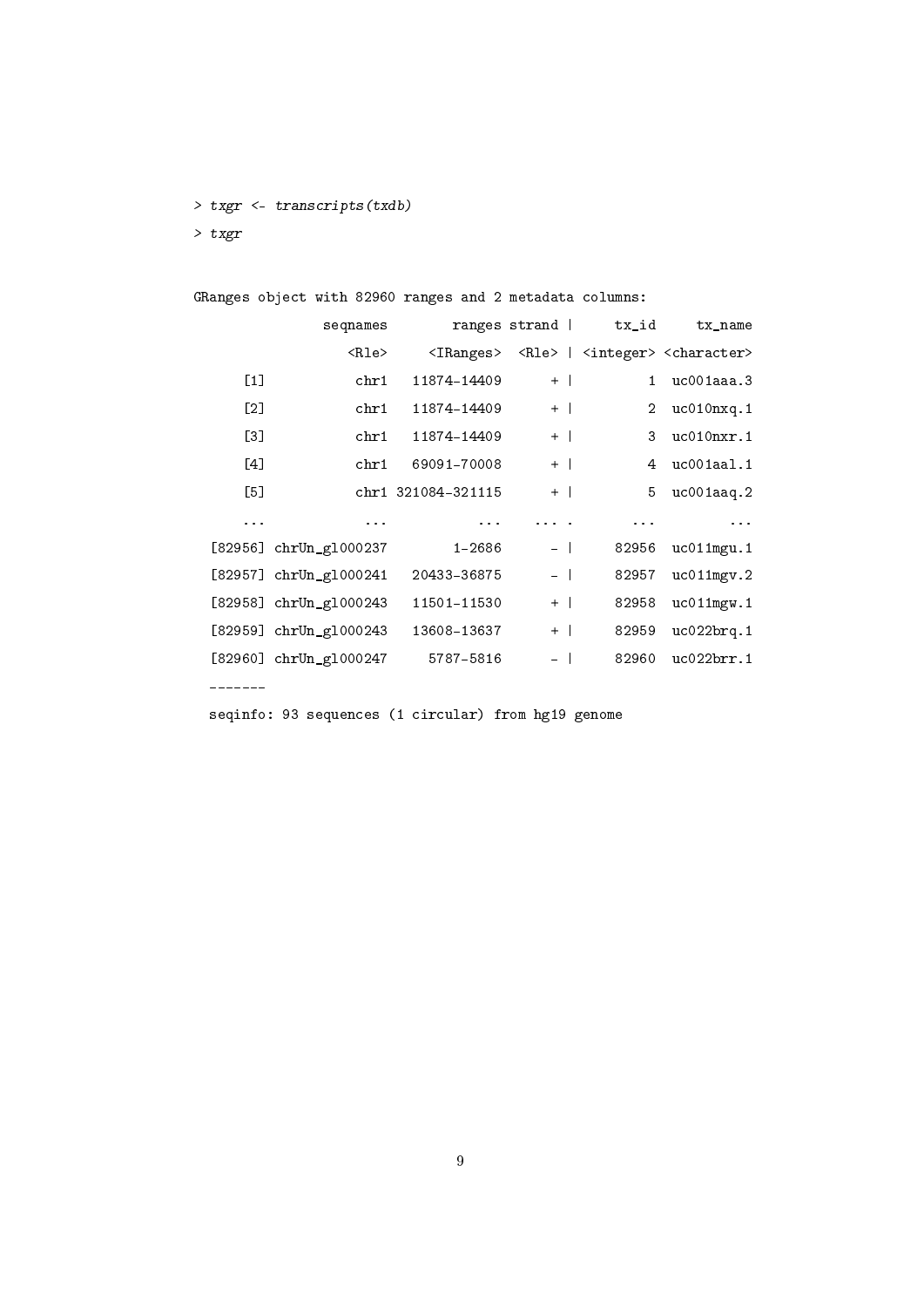```
> txgr <- transcripts(txdb)
> txgr
```

```
GRanges object with 82960 ranges and 2 metadata columns:
              seqnames        ranges strand |     tx_id     tx_name
                 <Rle>     <IRanges>  <Rle> | <integer> <character>
      [1]         chr1   11874-14409      + |         1  uc001aaa.3
      [2]         chr1   11874-14409      + |         2  uc010nxq.1
      [3]         chr1   11874-14409      + |         3  uc010nxr.1
      [4]         chr1   69091-70008      + |         4  uc001aal.1
      [5]         chr1 321084-321115      + |         5  uc001aaq.2
      ...          ...           ...    ... .       ...         ...
  [82956] chrUn_gl000237        1-2686      - |     82956  uc011mgu.1
  [82957] chrUn_gl000241   20433-36875      - |     82957  uc011mgv.2
  [82958] chrUn_gl000243   11501-11530      + |     82958  uc011mgw.1
  [82959] chrUn_gl000243   13608-13637      + |     82959  uc022brq.1
  [82960] chrUn_gl000247     5787-5816      - |     82960  uc022brr.1
  -------
  seqinfo: 93 sequences (1 circular) from hg19 genome
```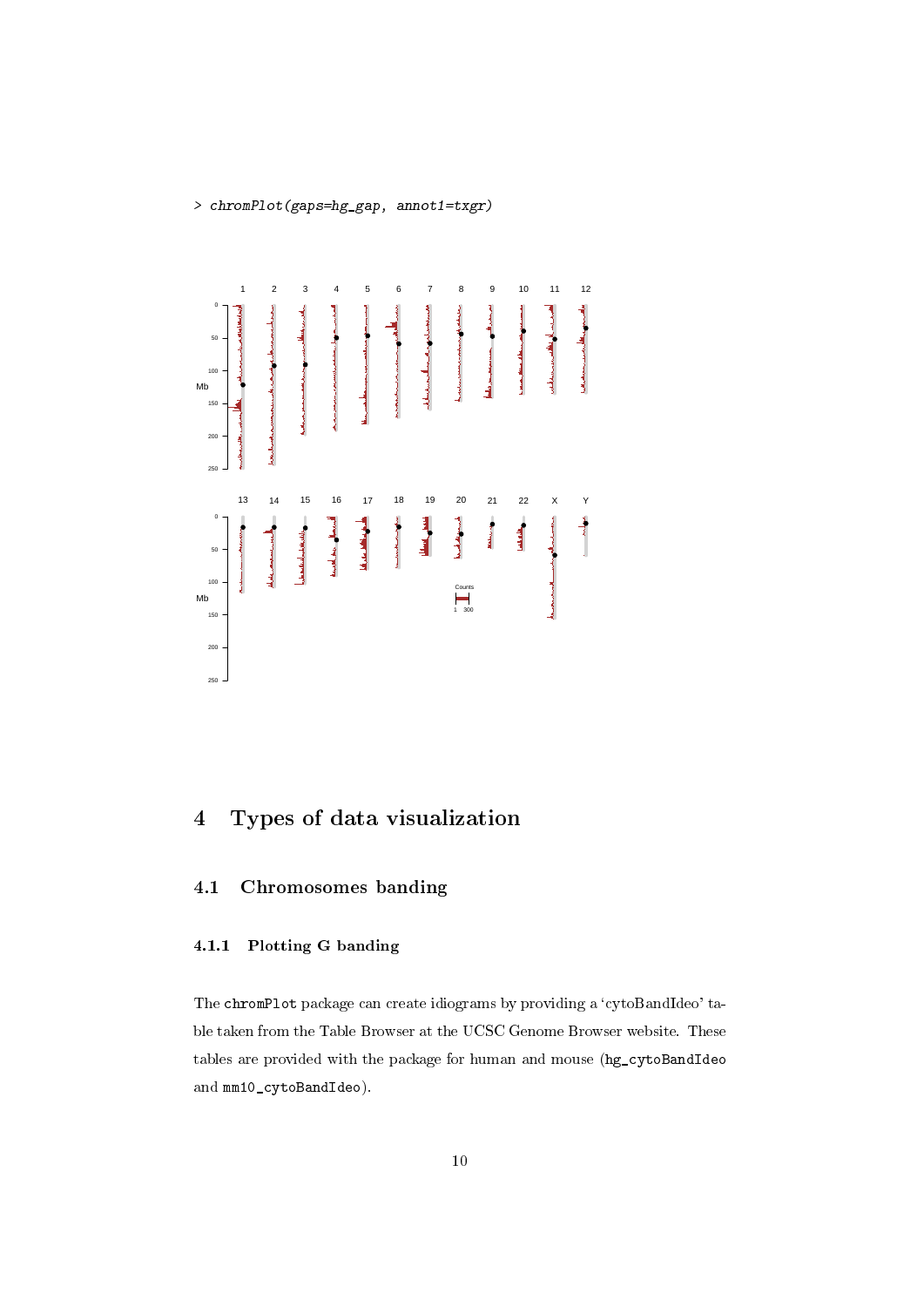```
> chromPlot(gaps=hg_gap, annot1=txgr)
```

# 4 Types of data visualization

## 4.1 Chromosomes banding

### 4.1.1 Plotting G banding

The `chromPlot` package can create idiograms by providing a 'cytoBandIdeo' table taken from the Table Browser at the UCSC Genome Browser website. These tables are provided with the package for human and mouse (`hg_cytoBandIdeo` and `mm10_cytoBandIdeo`).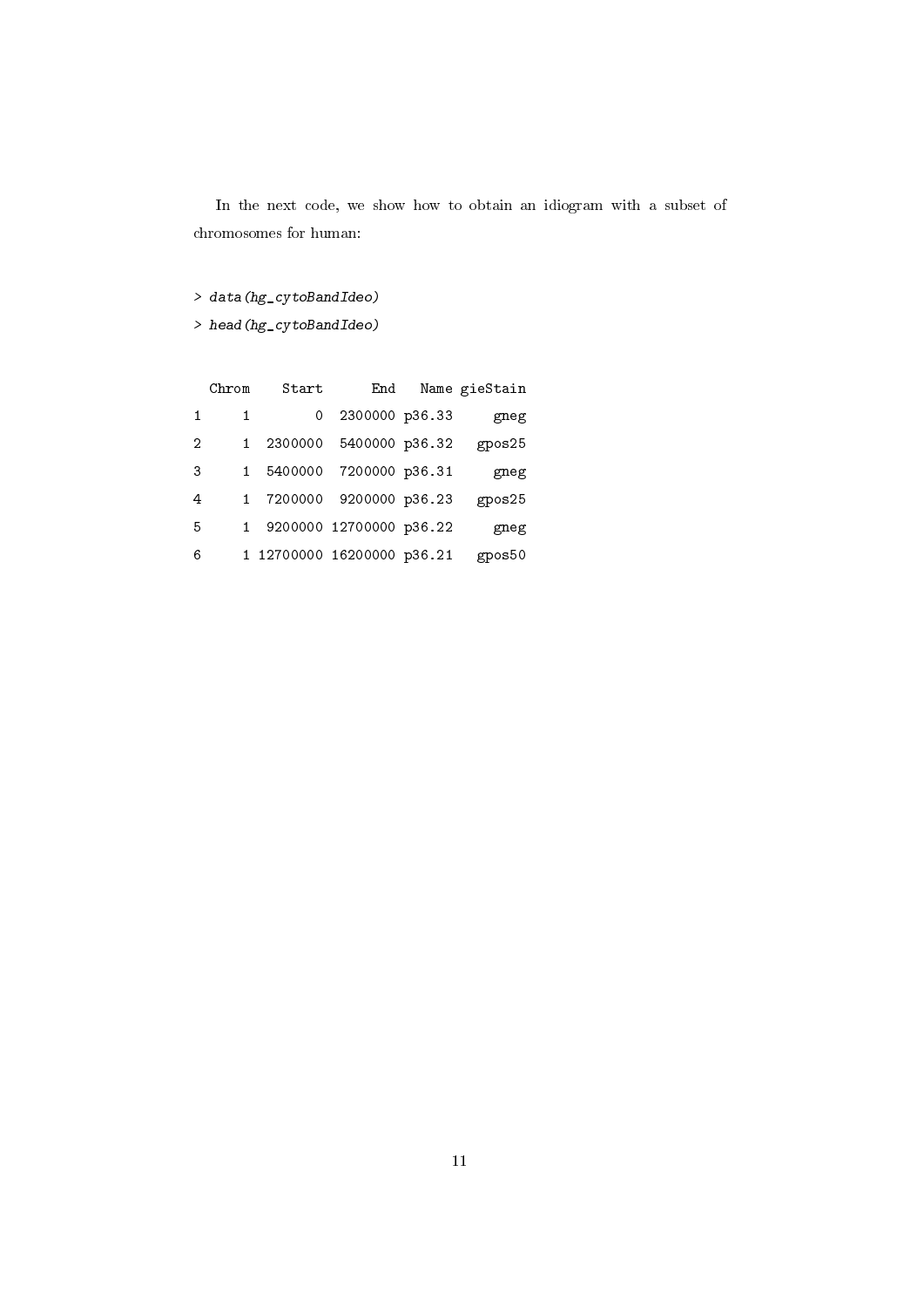In the next code, we show how to obtain an idiogram with a subset of chromosomes for human:

```
> data(hg_cytoBandIdeo)
> head(hg_cytoBandIdeo)
```

```
  Chrom    Start      End   Name gieStain
1     1        0  2300000 p36.33     gneg
2     1  2300000  5400000 p36.32   gpos25
3     1  5400000  7200000 p36.31     gneg
4     1  7200000  9200000 p36.23   gpos25
5     1  9200000 12700000 p36.22     gneg
6     1 12700000 16200000 p36.21   gpos50
```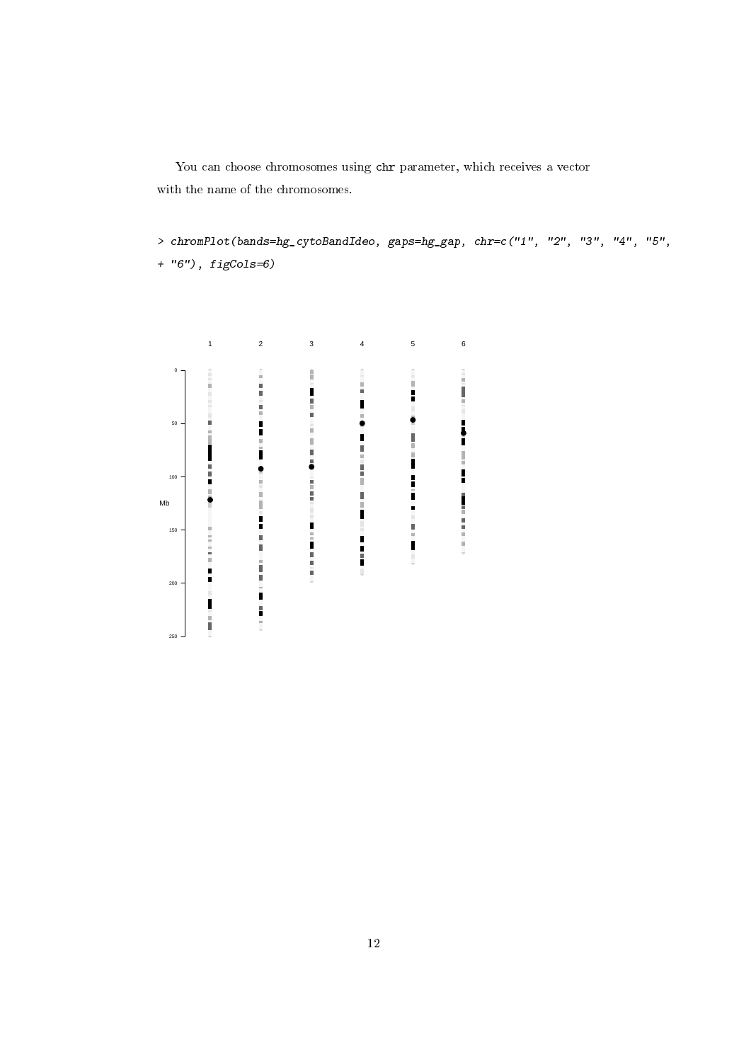You can choose chromosomes using `chr` parameter, which receives a vector with the name of the chromosomes.

```
> chromPlot(bands=hg_cytoBandIdeo, gaps=hg_gap, chr=c("1", "2", "3", "4", "5",
+ "6"), figCols=6)
```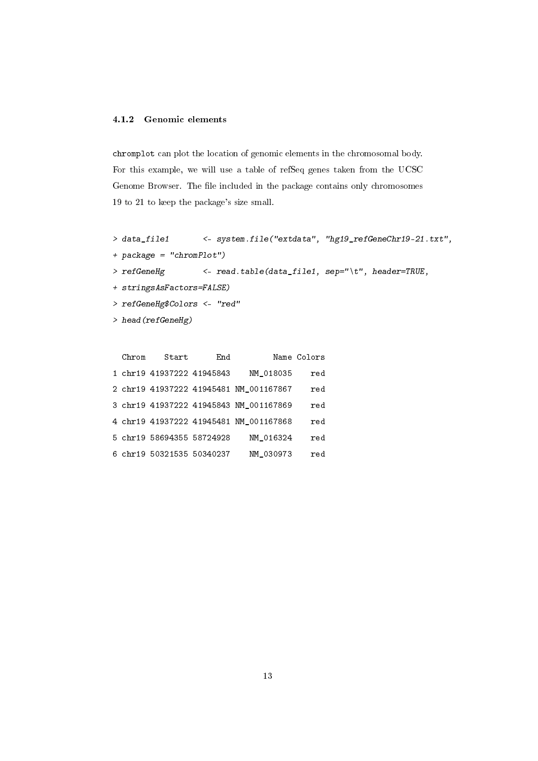### 4.1.2 Genomic elements

`chromplot` can plot the location of genomic elements in the chromosomal body. For this example, we will use a table of refSeq genes taken from the UCSC Genome Browser. The file included in the package contains only chromosomes 19 to 21 to keep the package's size small.

```
> data_file1       <- system.file("extdata", "hg19_refGeneChr19-21.txt",
+ package = "chromPlot")
> refGeneHg        <- read.table(data_file1, sep="\t", header=TRUE,
+ stringsAsFactors=FALSE)
> refGeneHg$Colors <- "red"
> head(refGeneHg)
```

```
  Chrom    Start      End         Name Colors
1 chr19 41937222 41945843    NM_018035    red
2 chr19 41937222 41945481 NM_001167867    red
3 chr19 41937222 41945843 NM_001167869    red
4 chr19 41937222 41945481 NM_001167868    red
5 chr19 58694355 58724928    NM_016324    red
6 chr19 50321535 50340237    NM_030973    red
```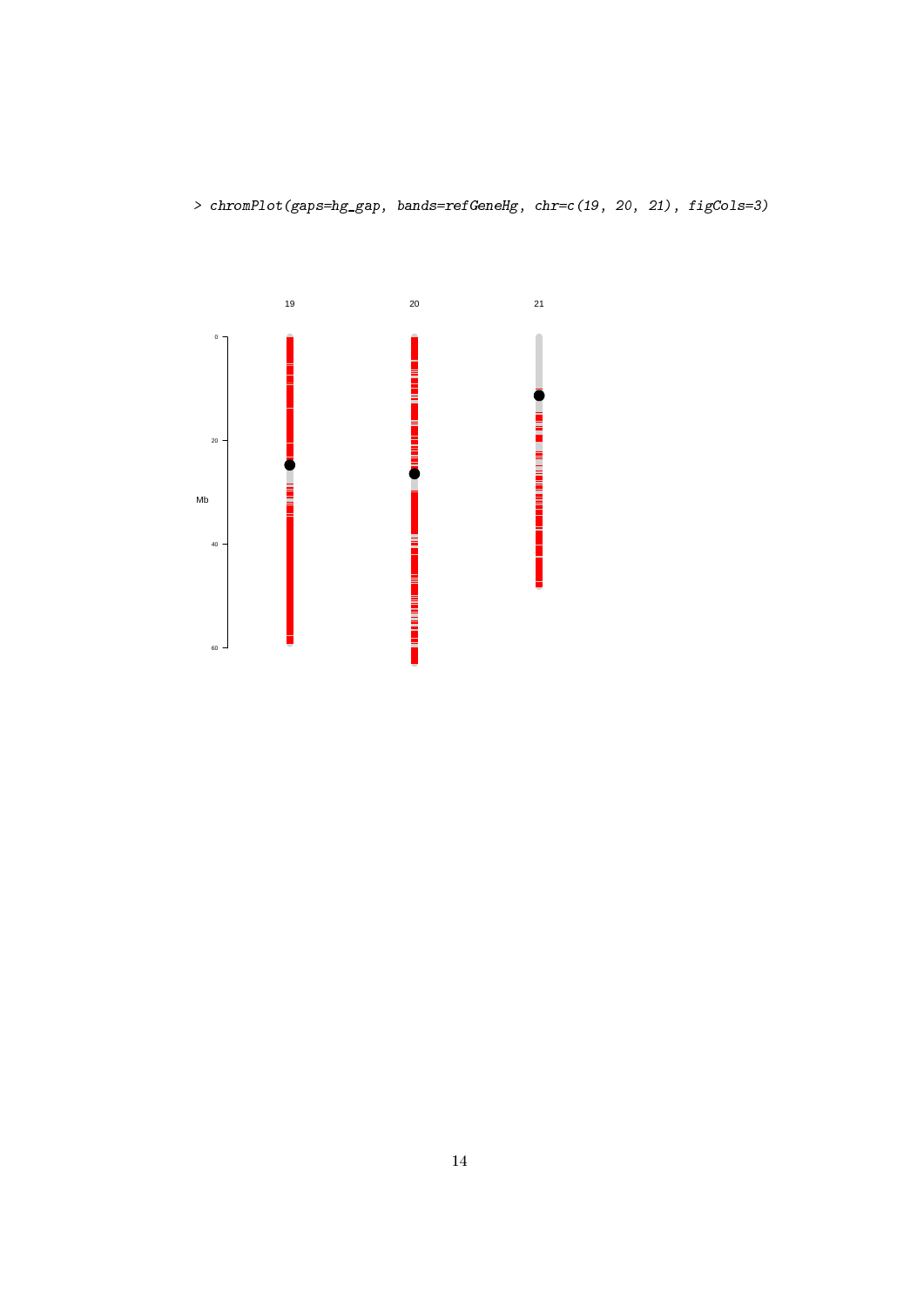```
> chromPlot(gaps=hg_gap, bands=refGeneHg, chr=c(19, 20, 21), figCols=3)
```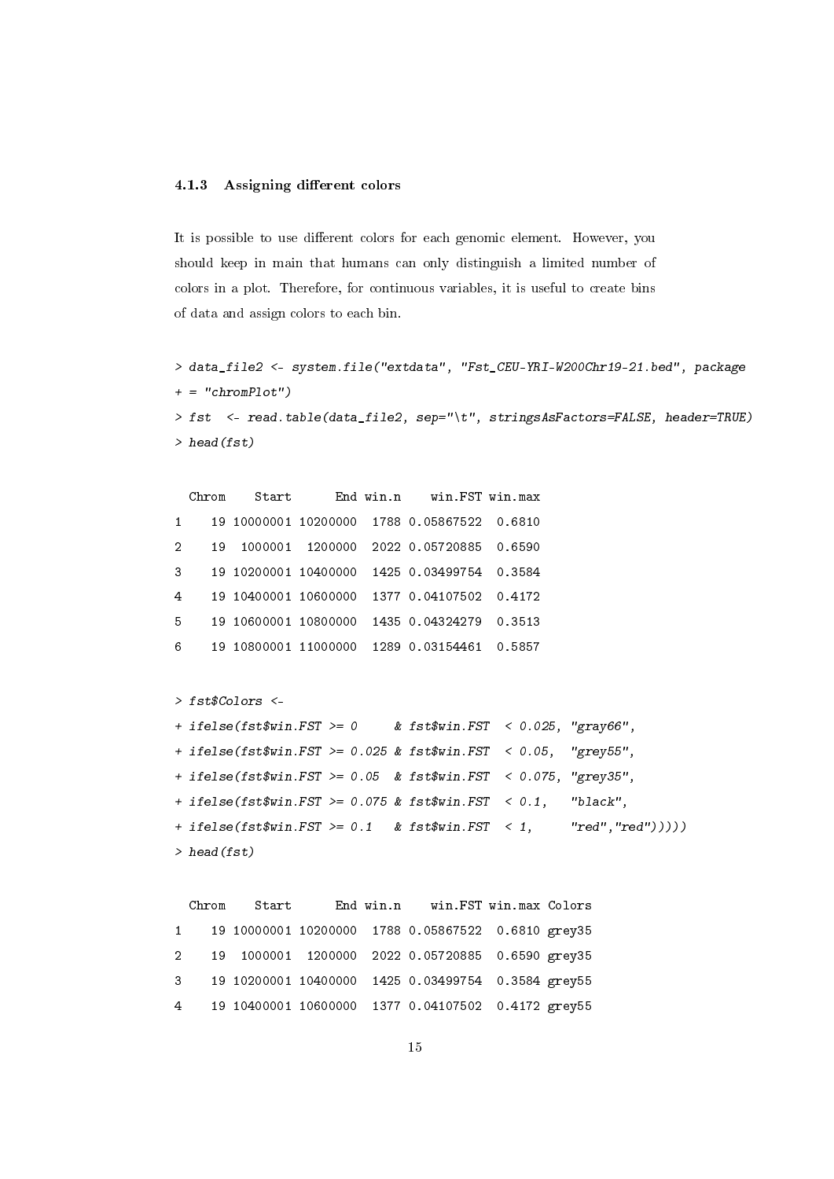### 4.1.3 Assigning different colors

It is possible to use different colors for each genomic element. However, you should keep in main that humans can only distinguish a limited number of colors in a plot. Therefore, for continuous variables, it is useful to create bins of data and assign colors to each bin.

```
> data_file2 <- system.file("extdata", "Fst_CEU-YRI-W200Chr19-21.bed", package
+ = "chromPlot")
> fst  <- read.table(data_file2, sep="\t", stringsAsFactors=FALSE, header=TRUE)
> head(fst)

  Chrom    Start      End win.n    win.FST win.max
1    19 10000001 10200000  1788 0.05867522  0.6810
2    19  1000001  1200000  2022 0.05720885  0.6590
3    19 10200001 10400000  1425 0.03499754  0.3584
4    19 10400001 10600000  1377 0.04107502  0.4172
5    19 10600001 10800000  1435 0.04324279  0.3513
6    19 10800001 11000000  1289 0.03154461  0.5857

> fst$Colors <-
+ ifelse(fst$win.FST >= 0     & fst$win.FST  < 0.025, "gray66",
+ ifelse(fst$win.FST >= 0.025 & fst$win.FST  < 0.05,  "grey55",
+ ifelse(fst$win.FST >= 0.05  & fst$win.FST  < 0.075, "grey35",
+ ifelse(fst$win.FST >= 0.075 & fst$win.FST  < 0.1,   "black",
+ ifelse(fst$win.FST >= 0.1   & fst$win.FST  < 1,     "red","red")))))
> head(fst)

  Chrom    Start      End win.n    win.FST win.max Colors
1    19 10000001 10200000  1788 0.05867522  0.6810 grey35
2    19  1000001  1200000  2022 0.05720885  0.6590 grey35
3    19 10200001 10400000  1425 0.03499754  0.3584 grey55
4    19 10400001 10600000  1377 0.04107502  0.4172 grey55
```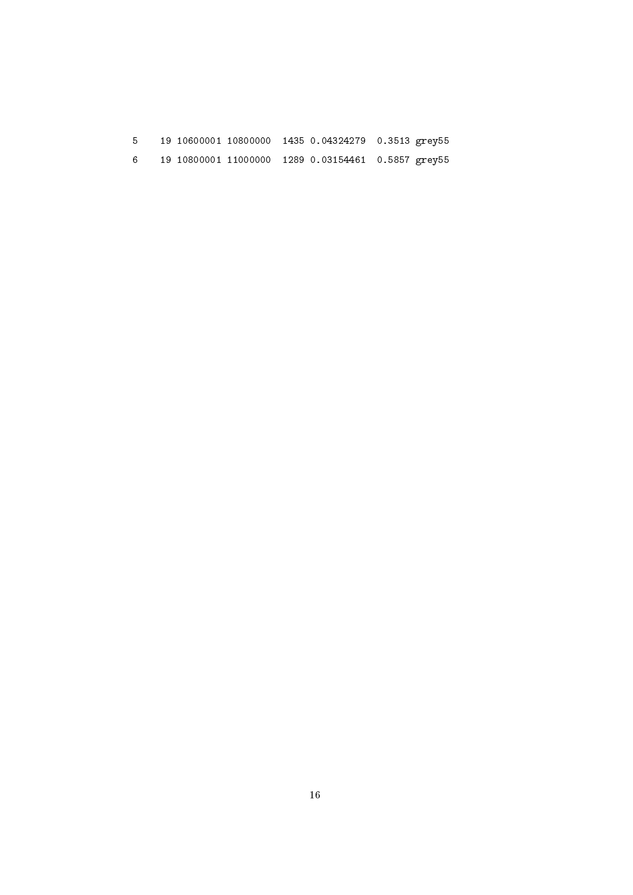```
5     19 10600001 10800000  1435 0.04324279  0.3513 grey55
6     19 10800001 11000000  1289 0.03154461  0.5857 grey55
```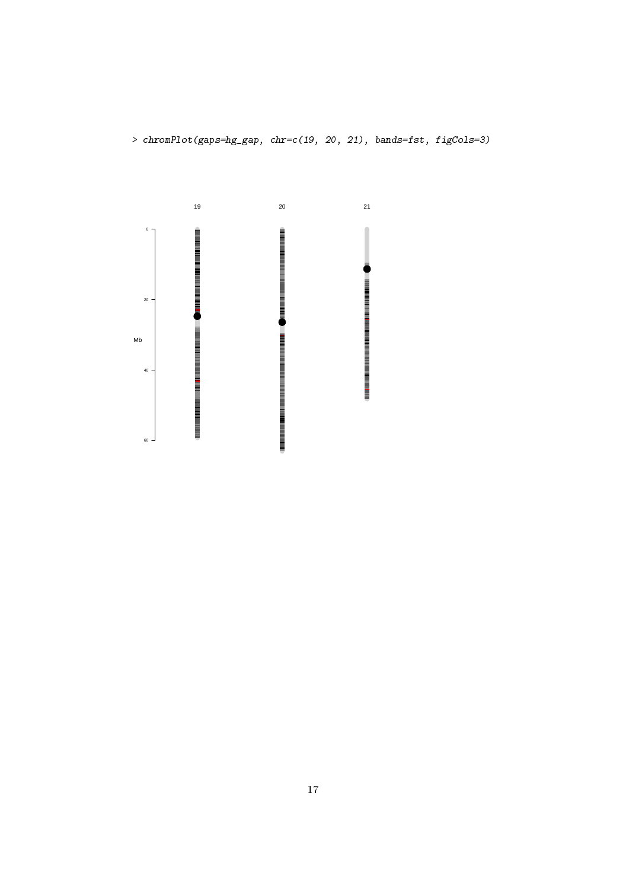```
> chromPlot(gaps=hg_gap, chr=c(19, 20, 21), bands=fst, figCols=3)
```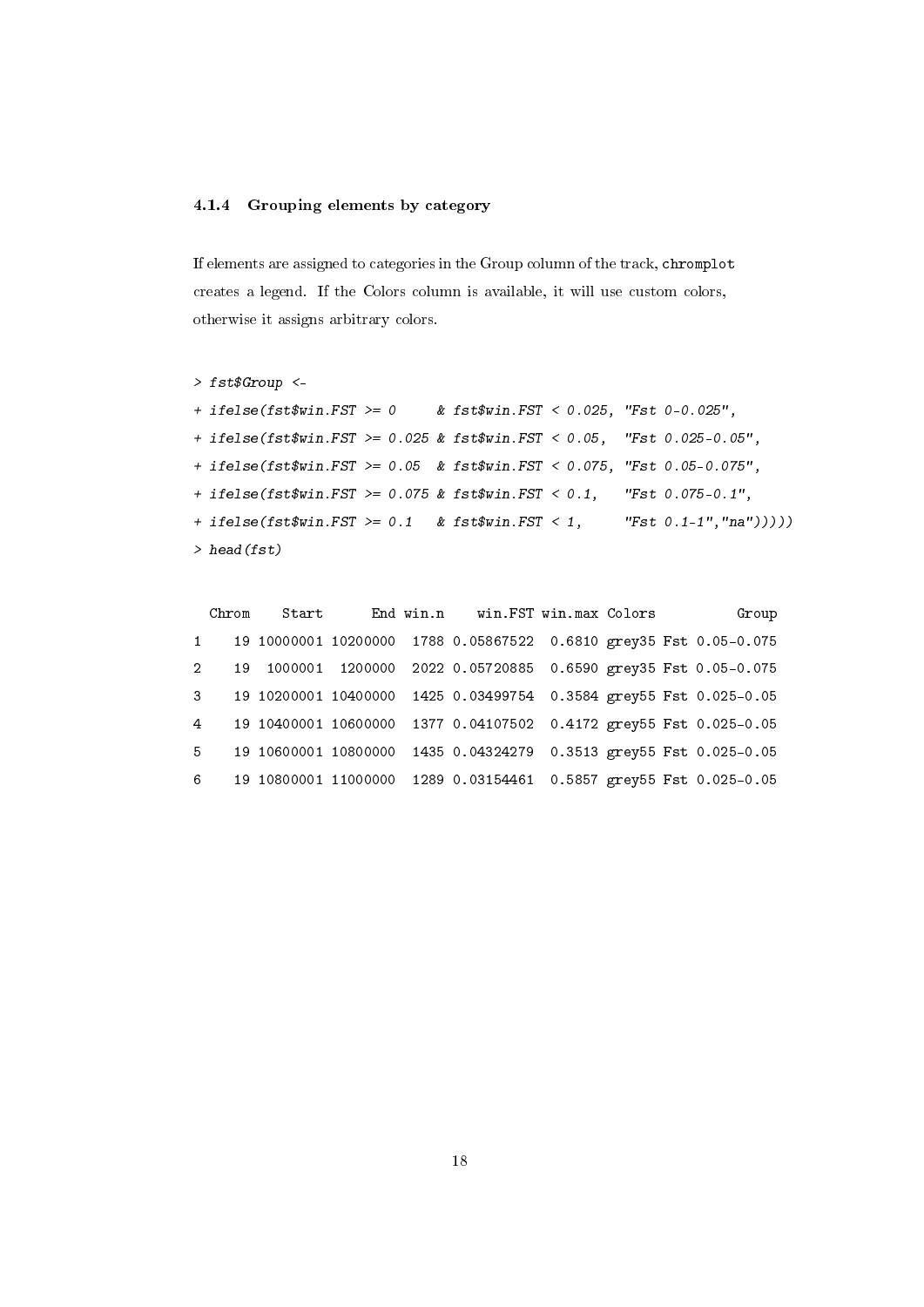#### 4.1.4 Grouping elements by category

If elements are assigned to categories in the Group column of the track, `chromplot` creates a legend. If the Colors column is available, it will use custom colors, otherwise it assigns arbitrary colors.

```
> fst$Group <-
+ ifelse(fst$win.FST >= 0     & fst$win.FST < 0.025, "Fst 0-0.025",
+ ifelse(fst$win.FST >= 0.025 & fst$win.FST < 0.05,  "Fst 0.025-0.05",
+ ifelse(fst$win.FST >= 0.05  & fst$win.FST < 0.075, "Fst 0.05-0.075",
+ ifelse(fst$win.FST >= 0.075 & fst$win.FST < 0.1,   "Fst 0.075-0.1",
+ ifelse(fst$win.FST >= 0.1   & fst$win.FST < 1,     "Fst 0.1-1","na")))))
> head(fst)
```

```
  Chrom    Start      End win.n    win.FST win.max Colors          Group
1    19 10000001 10200000  1788 0.05867522  0.6810 grey35 Fst 0.05-0.075
2    19  1000001  1200000  2022 0.05720885  0.6590 grey35 Fst 0.05-0.075
3    19 10200001 10400000  1425 0.03499754  0.3584 grey55 Fst 0.025-0.05
4    19 10400001 10600000  1377 0.04107502  0.4172 grey55 Fst 0.025-0.05
5    19 10600001 10800000  1435 0.04324279  0.3513 grey55 Fst 0.025-0.05
6    19 10800001 11000000  1289 0.03154461  0.5857 grey55 Fst 0.025-0.05
```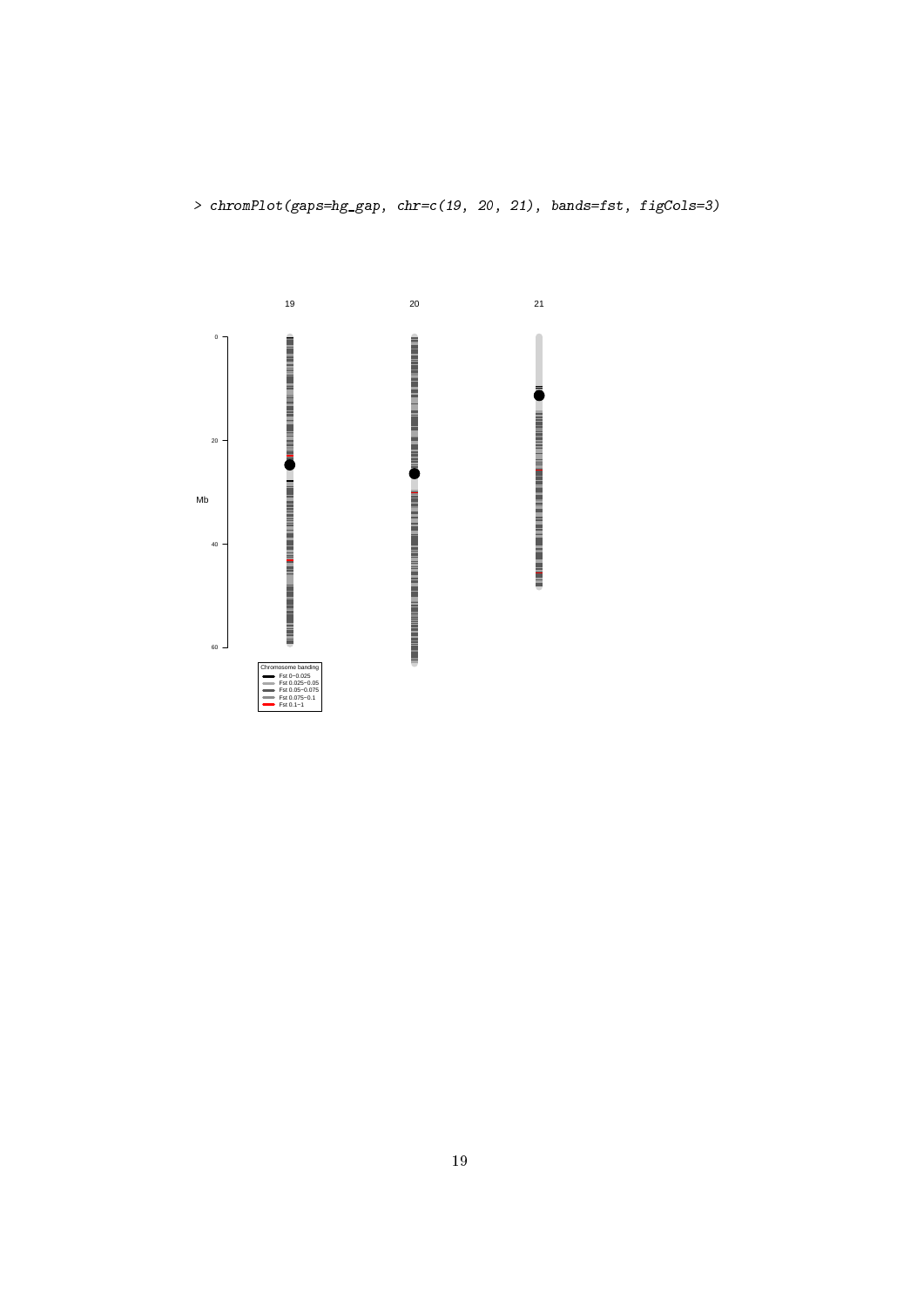```
> chromPlot(gaps=hg_gap, chr=c(19, 20, 21), bands=fst, figCols=3)
```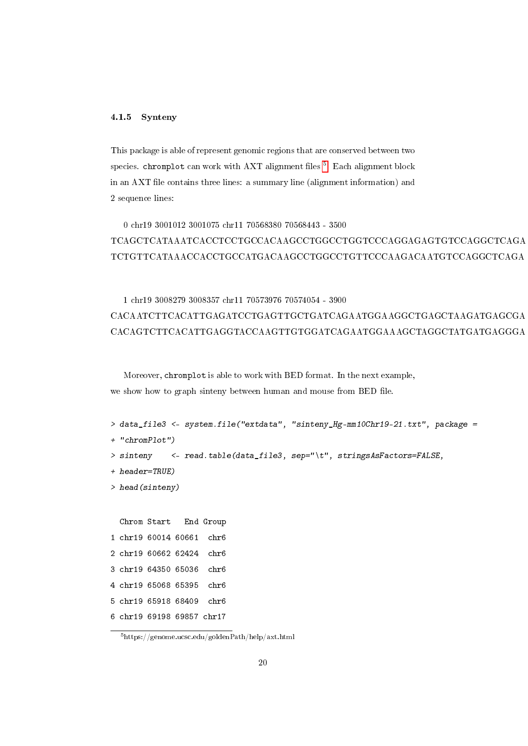### 4.1.5 Synteny

This package is able of represent genomic regions that are conserved between two species. chromplot can work with AXT alignment files [5]. Each alignment block in an AXT file contains three lines: a summary line (alignment information) and 2 sequence lines:

```
0 chr19 3001012 3001075 chr11 70568380 70568443 - 3500
TCAGCTCATAAATCACCTCCTGCCACAAGCCTGGCCTGGTCCCAGGAGAGTGTCCAGGCTCAGA
TCTGTTCATAAACCACCTGCCATGACAAGCCTGGCCTGTTCCCAAGACAATGTCCAGGCTCAGA
```

```
1 chr19 3008279 3008357 chr11 70573976 70574054 - 3900
CACAATCTTCACATTGAGATCCTGAGTTGCTGATCAGAATGGAAGGCTGAGCTAAGATGAGCGA
CACAGTCTTCACATTGAGGTACCAAGTTGTGGATCAGAATGGAAAGCTAGGCTATGATGAGGGA
```

Moreover, chromplot is able to work with BED format. In the next example, we show how to graph sinteny between human and mouse from BED file.

```
> data_file3 <- system.file("extdata", "sinteny_Hg-mm10Chr19-21.txt", package =
+ "chromPlot")
> sinteny    <- read.table(data_file3, sep="\t", stringsAsFactors=FALSE,
+ header=TRUE)
> head(sinteny)

  Chrom Start   End Group
1 chr19 60014 60661  chr6
2 chr19 60662 62424  chr6
3 chr19 64350 65036  chr6
4 chr19 65068 65395  chr6
5 chr19 65918 68409  chr6
6 chr19 69198 69857 chr17
```

[5] https://genome.ucsc.edu/goldenPath/help/axt.html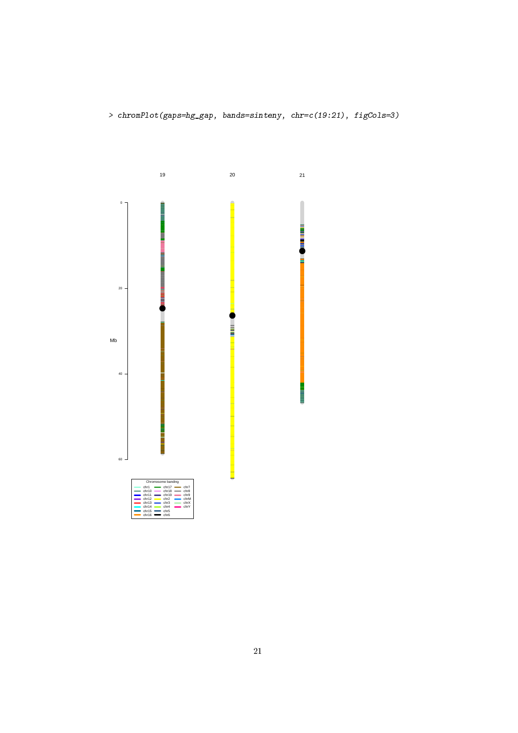```
> chromPlot(gaps=hg_gap, bands=sinteny, chr=c(19:21), figCols=3)
```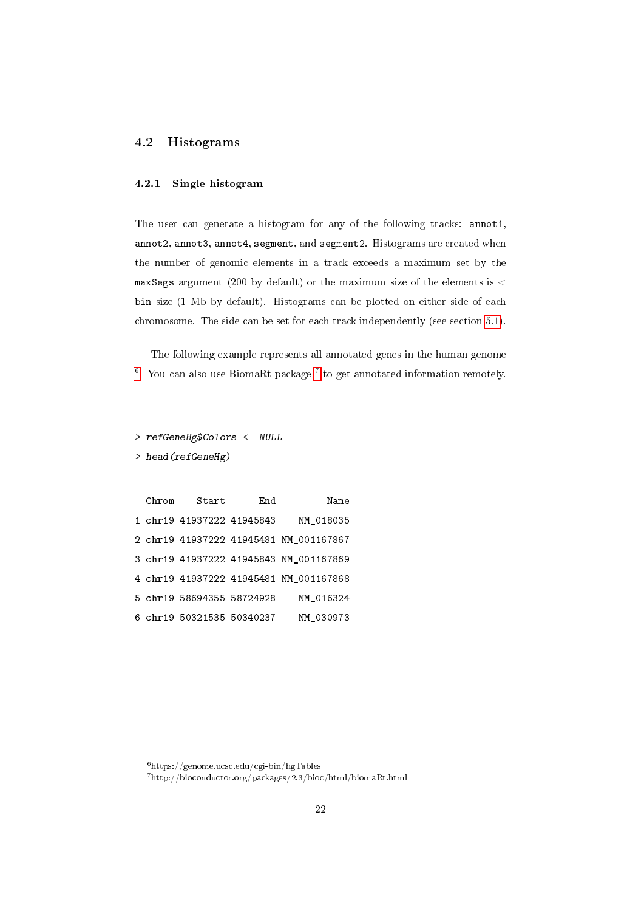## 4.2 Histograms

### 4.2.1 Single histogram

The user can generate a histogram for any of the following tracks: `annot1`, `annot2`, `annot3`, `annot4`, `segment`, and `segment2`. Histograms are created when the number of genomic elements in a track exceeds a maximum set by the `maxSegs` argument (200 by default) or the maximum size of the elements is < `bin` size (1 Mb by default). Histograms can be plotted on either side of each chromosome. The side can be set for each track independently (see section 5.1).

The following example represents all annotated genes in the human genome [6]. You can also use BiomaRt package [7] to get annotated information remotely.

```
> refGeneHg$Colors <- NULL
> head(refGeneHg)

  Chrom    Start      End         Name
1 chr19 41937222 41945843    NM_018035
2 chr19 41937222 41945481 NM_001167867
3 chr19 41937222 41945843 NM_001167869
4 chr19 41937222 41945481 NM_001167868
5 chr19 58694355 58724928    NM_016324
6 chr19 50321535 50340237    NM_030973
```

[6] https://genome.ucsc.edu/cgi-bin/hgTables

[7] http://bioconductor.org/packages/2.3/bioc/html/biomaRt.html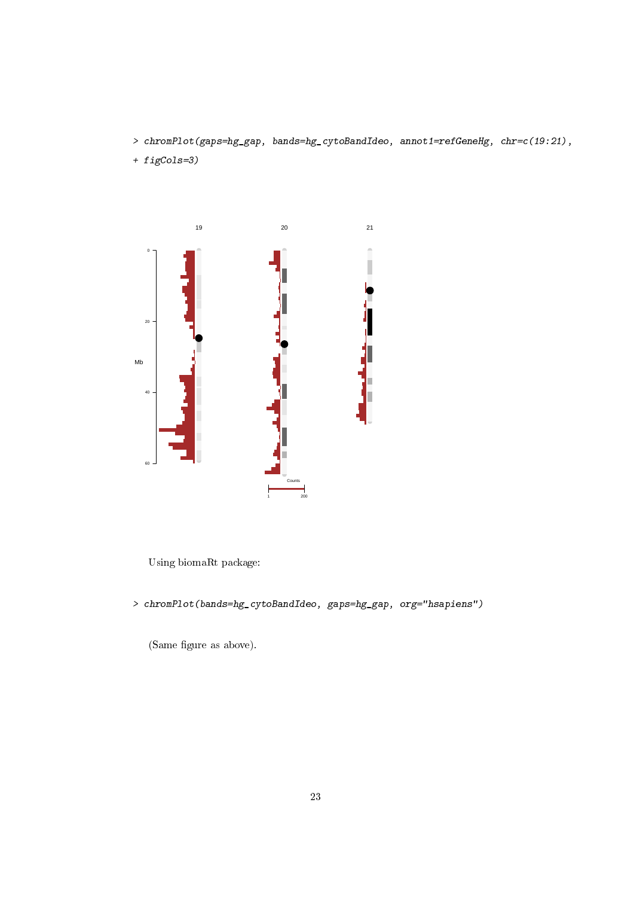```
> chromPlot(gaps=hg_gap, bands=hg_cytoBandIdeo, annot1=refGeneHg, chr=c(19:21),
+ figCols=3)
```

Using biomaRt package:

```
> chromPlot(bands=hg_cytoBandIdeo, gaps=hg_gap, org="hsapiens")
```

(Same figure as above).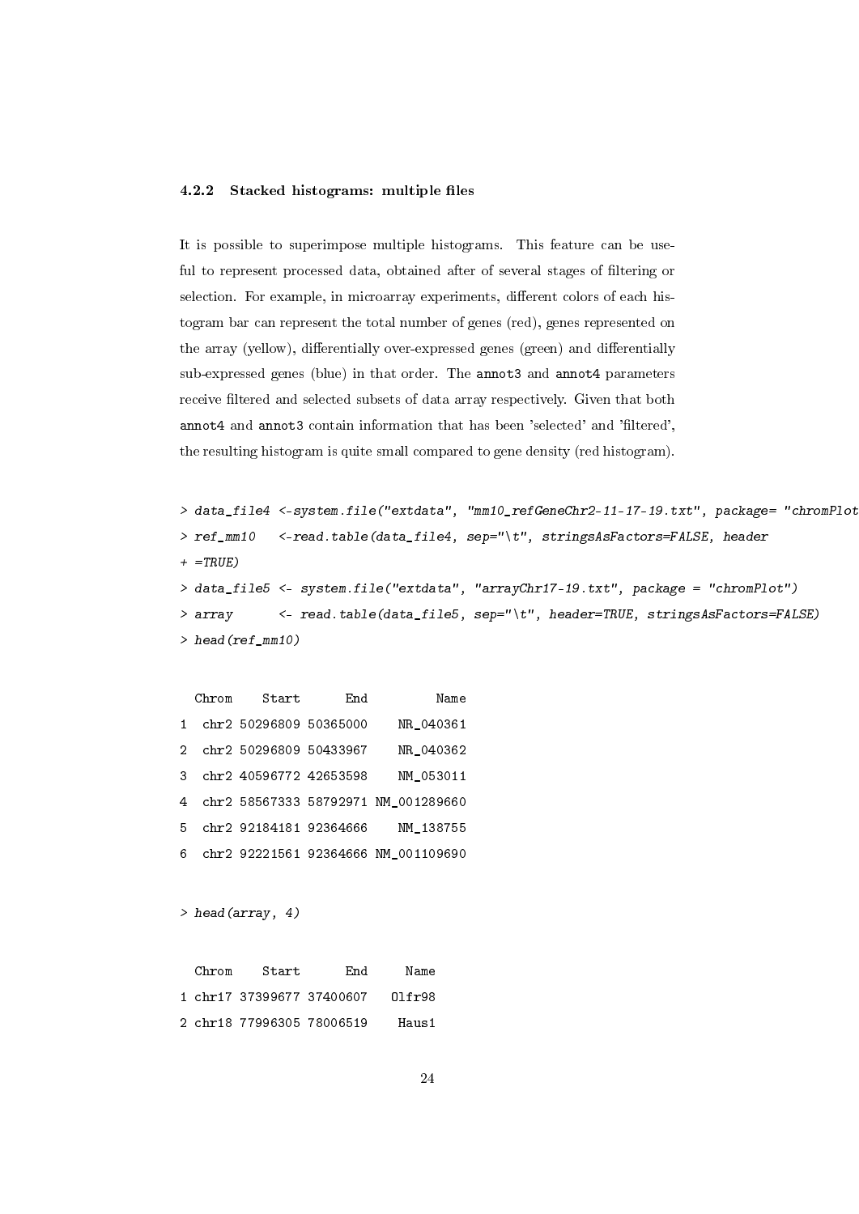### 4.2.2 Stacked histograms: multiple files

It is possible to superimpose multiple histograms. This feature can be useful to represent processed data, obtained after of several stages of filtering or selection. For example, in microarray experiments, different colors of each histogram bar can represent the total number of genes (red), genes represented on the array (yellow), differentially over-expressed genes (green) and differentially sub-expressed genes (blue) in that order. The `annot3` and `annot4` parameters receive filtered and selected subsets of data array respectively. Given that both `annot4` and `annot3` contain information that has been 'selected' and 'filtered', the resulting histogram is quite small compared to gene density (red histogram).

```
> data_file4 <-system.file("extdata", "mm10_refGeneChr2-11-17-19.txt", package= "chromPlot
> ref_mm10   <-read.table(data_file4, sep="\t", stringsAsFactors=FALSE, header
+ =TRUE)
> data_file5 <- system.file("extdata", "arrayChr17-19.txt", package = "chromPlot")
> array      <- read.table(data_file5, sep="\t", header=TRUE, stringsAsFactors=FALSE)
> head(ref_mm10)

  Chrom    Start      End         Name
1  chr2 50296809 50365000    NR_040361
2  chr2 50296809 50433967    NR_040362
3  chr2 40596772 42653598    NM_053011
4  chr2 58567333 58792971 NM_001289660
5  chr2 92184181 92364666    NM_138755
6  chr2 92221561 92364666 NM_001109690

> head(array, 4)

  Chrom    Start      End     Name
1 chr17 37399677 37400607   Olfr98
2 chr18 77996305 78006519    Haus1
```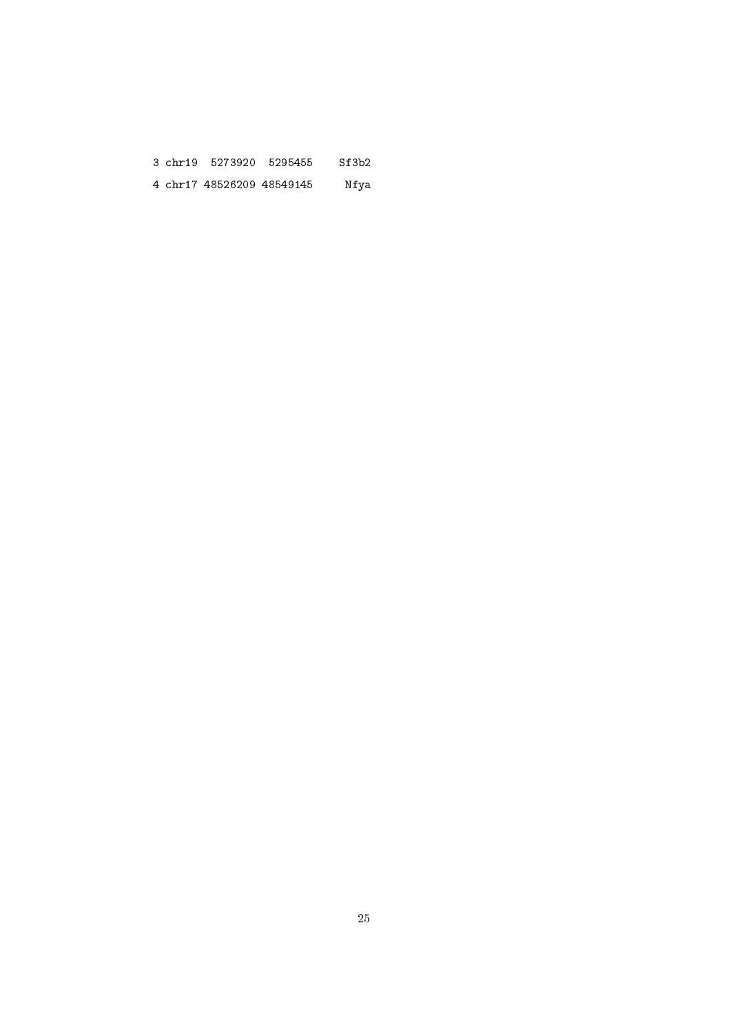```
3 chr19  5273920  5295455    Sf3b2
4 chr17 48526209 48549145     Nfya
```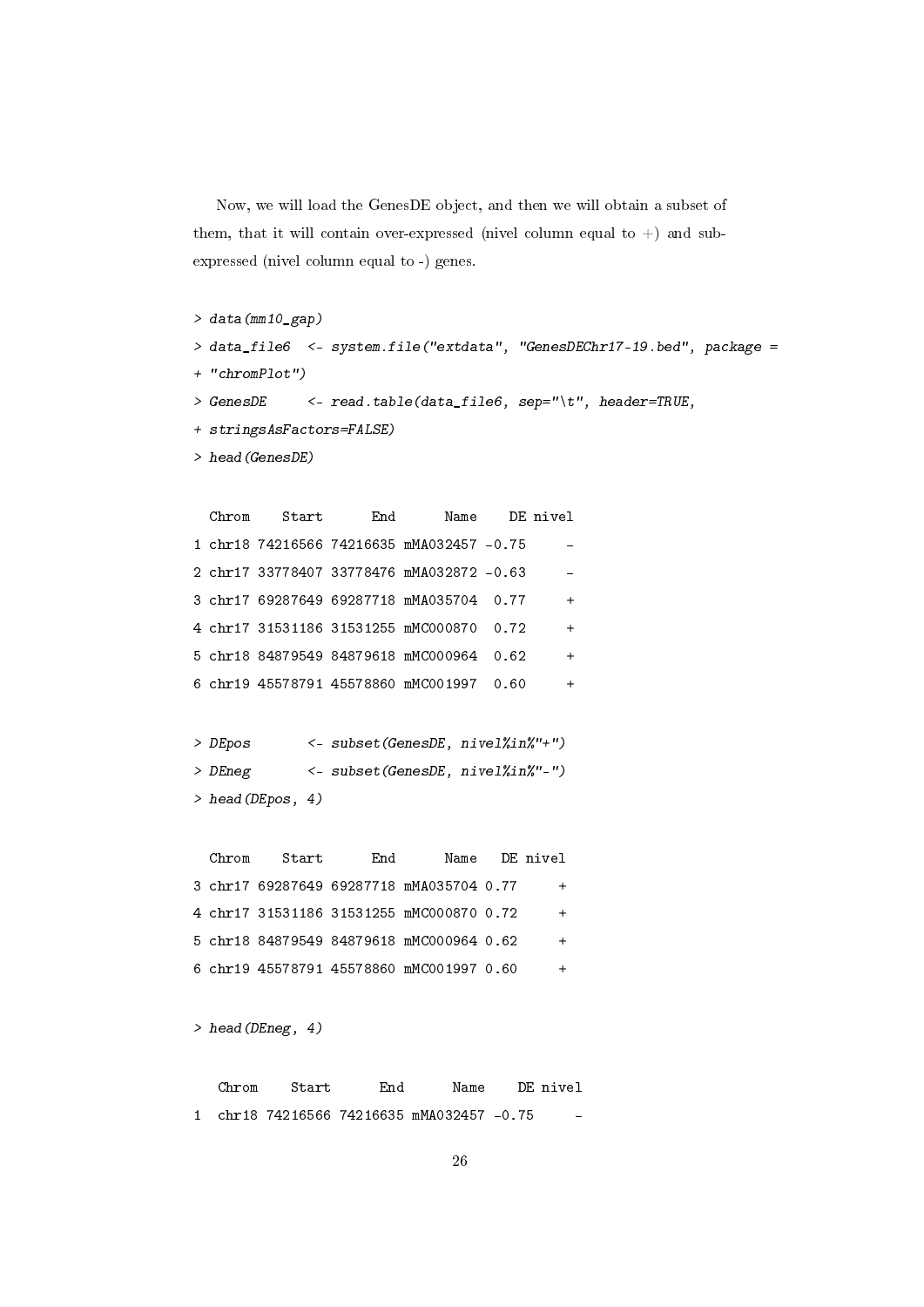Now, we will load the GenesDE object, and then we will obtain a subset of them, that it will contain over-expressed (nivel column equal to +) and sub-expressed (nivel column equal to -) genes.

```
> data(mm10_gap)
> data_file6  <- system.file("extdata", "GenesDEChr17-19.bed", package =
+ "chromPlot")
> GenesDE     <- read.table(data_file6, sep="\t", header=TRUE,
+ stringsAsFactors=FALSE)
> head(GenesDE)

  Chrom    Start      End      Name    DE nivel
1 chr18 74216566 74216635 mMA032457 -0.75     -
2 chr17 33778407 33778476 mMA032872 -0.63     -
3 chr17 69287649 69287718 mMA035704  0.77     +
4 chr17 31531186 31531255 mMC000870  0.72     +
5 chr18 84879549 84879618 mMC000964  0.62     +
6 chr19 45578791 45578860 mMC001997  0.60     +

> DEpos       <- subset(GenesDE, nivel%in%"+")
> DEneg       <- subset(GenesDE, nivel%in%"-")
> head(DEpos, 4)

  Chrom    Start      End      Name   DE nivel
3 chr17 69287649 69287718 mMA035704 0.77     +
4 chr17 31531186 31531255 mMC000870 0.72     +
5 chr18 84879549 84879618 mMC000964 0.62     +
6 chr19 45578791 45578860 mMC001997 0.60     +

> head(DEneg, 4)

   Chrom    Start      End      Name    DE nivel
1  chr18 74216566 74216635 mMA032457 -0.75     -
```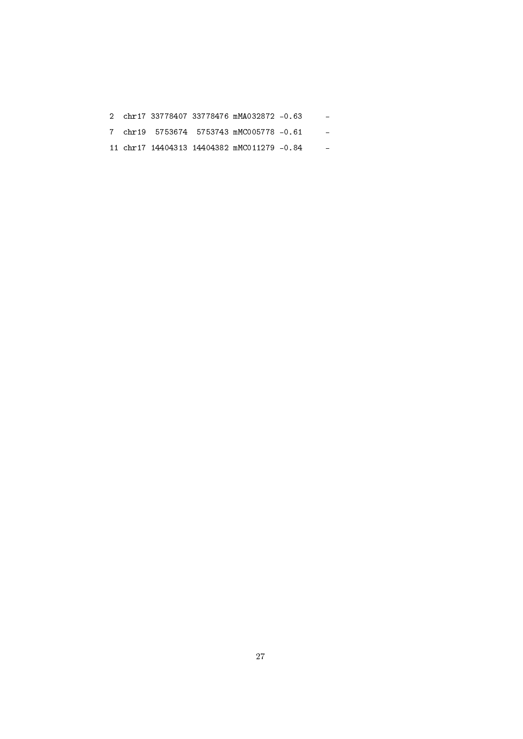| | | | | | | |
|---|---|---|---|---|---|---|
| 2 | chr17 | 33778407 | 33778476 | mMA032872 | -0.63 | - |
| 7 | chr19 | 5753674 | 5753743 | mMC005778 | -0.61 | - |
| 11 | chr17 | 14404313 | 14404382 | mMC011279 | -0.84 | - |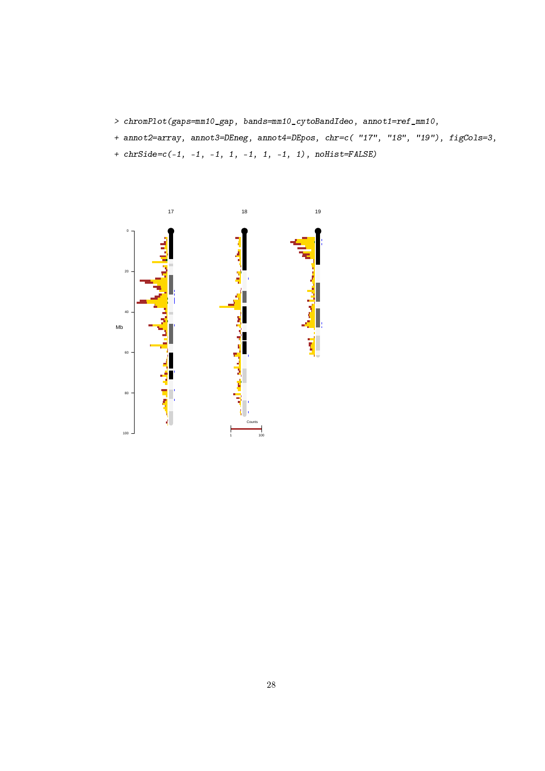```
> chromPlot(gaps=mm10_gap, bands=mm10_cytoBandIdeo, annot1=ref_mm10,
+ annot2=array, annot3=DEneg, annot4=DEpos, chr=c( "17", "18", "19"), figCols=3,
+ chrSide=c(-1, -1, -1, 1, -1, 1, -1, 1), noHist=FALSE)
```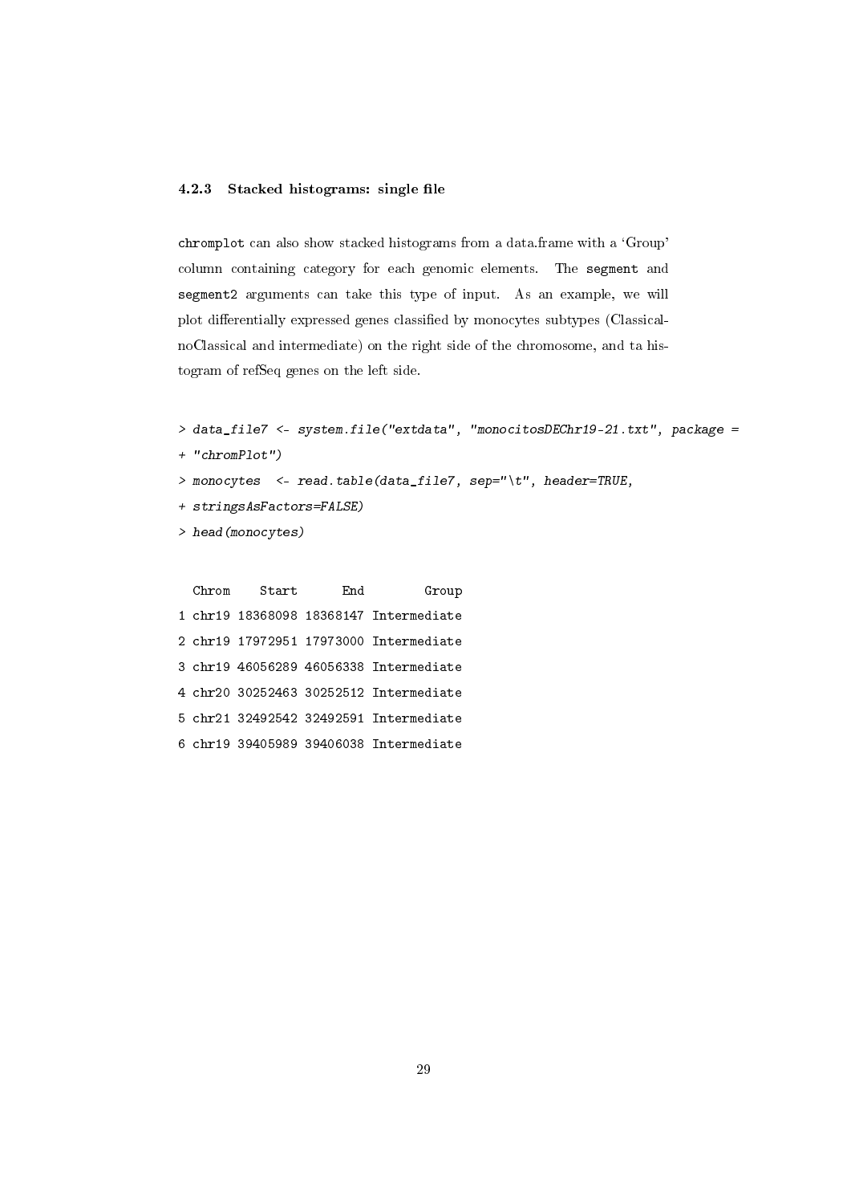### 4.2.3 Stacked histograms: single file

`chromplot` can also show stacked histograms from a data.frame with a 'Group' column containing category for each genomic elements. The `segment` and `segment2` arguments can take this type of input. As an example, we will plot differentially expressed genes classified by monocytes subtypes (Classical-noClassical and intermediate) on the right side of the chromosome, and ta histogram of refSeq genes on the left side.

```
> data_file7 <- system.file("extdata", "monocitosDEChr19-21.txt", package =
+ "chromPlot")
> monocytes  <- read.table(data_file7, sep="\t", header=TRUE,
+ stringsAsFactors=FALSE)
> head(monocytes)
```

```
  Chrom    Start      End        Group
1 chr19 18368098 18368147 Intermediate
2 chr19 17972951 17973000 Intermediate
3 chr19 46056289 46056338 Intermediate
4 chr20 30252463 30252512 Intermediate
5 chr21 32492542 32492591 Intermediate
6 chr19 39405989 39406038 Intermediate
```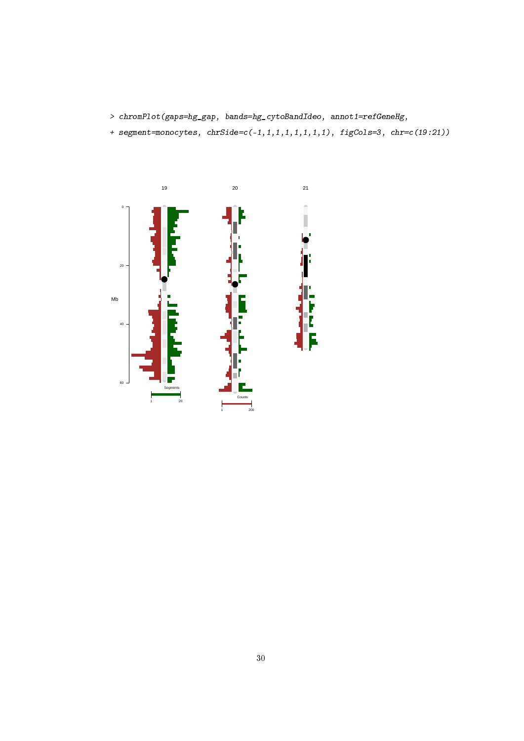```
> chromPlot(gaps=hg_gap, bands=hg_cytoBandIdeo, annot1=refGeneHg,
+ segment=monocytes, chrSide=c(-1,1,1,1,1,1,1,1), figCols=3, chr=c(19:21))
```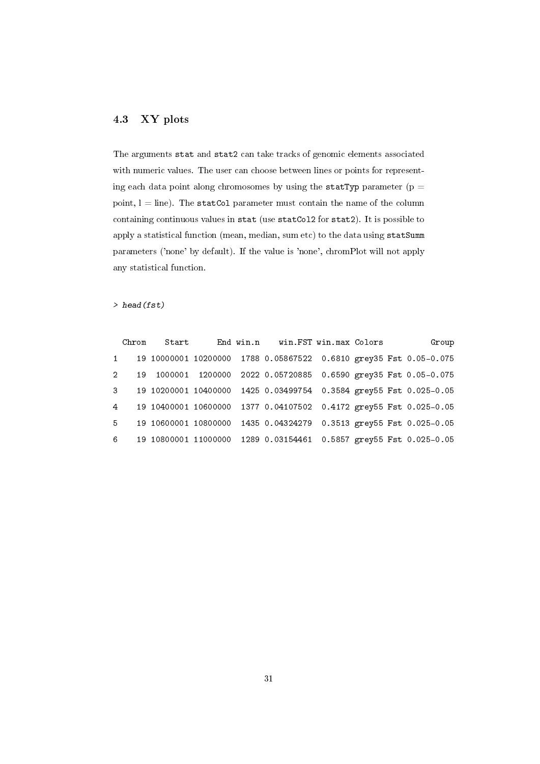### 4.3 XY plots

The arguments `stat` and `stat2` can take tracks of genomic elements associated with numeric values. The user can choose between lines or points for representing each data point along chromosomes by using the `statTyp` parameter (p = point, l = line). The `statCol` parameter must contain the name of the column containing continuous values in `stat` (use `statCol2` for `stat2`). It is possible to apply a statistical function (mean, median, sum etc) to the data using `statSumm` parameters ('none' by default). If the value is 'none', chromPlot will not apply any statistical function.

```
> head(fst)
```

```
  Chrom    Start      End win.n    win.FST win.max Colors          Group
1    19 10000001 10200000  1788 0.05867522  0.6810 grey35 Fst 0.05-0.075
2    19  1000001  1200000  2022 0.05720885  0.6590 grey35 Fst 0.05-0.075
3    19 10200001 10400000  1425 0.03499754  0.3584 grey55 Fst 0.025-0.05
4    19 10400001 10600000  1377 0.04107502  0.4172 grey55 Fst 0.025-0.05
5    19 10600001 10800000  1435 0.04324279  0.3513 grey55 Fst 0.025-0.05
6    19 10800001 11000000  1289 0.03154461  0.5857 grey55 Fst 0.025-0.05
```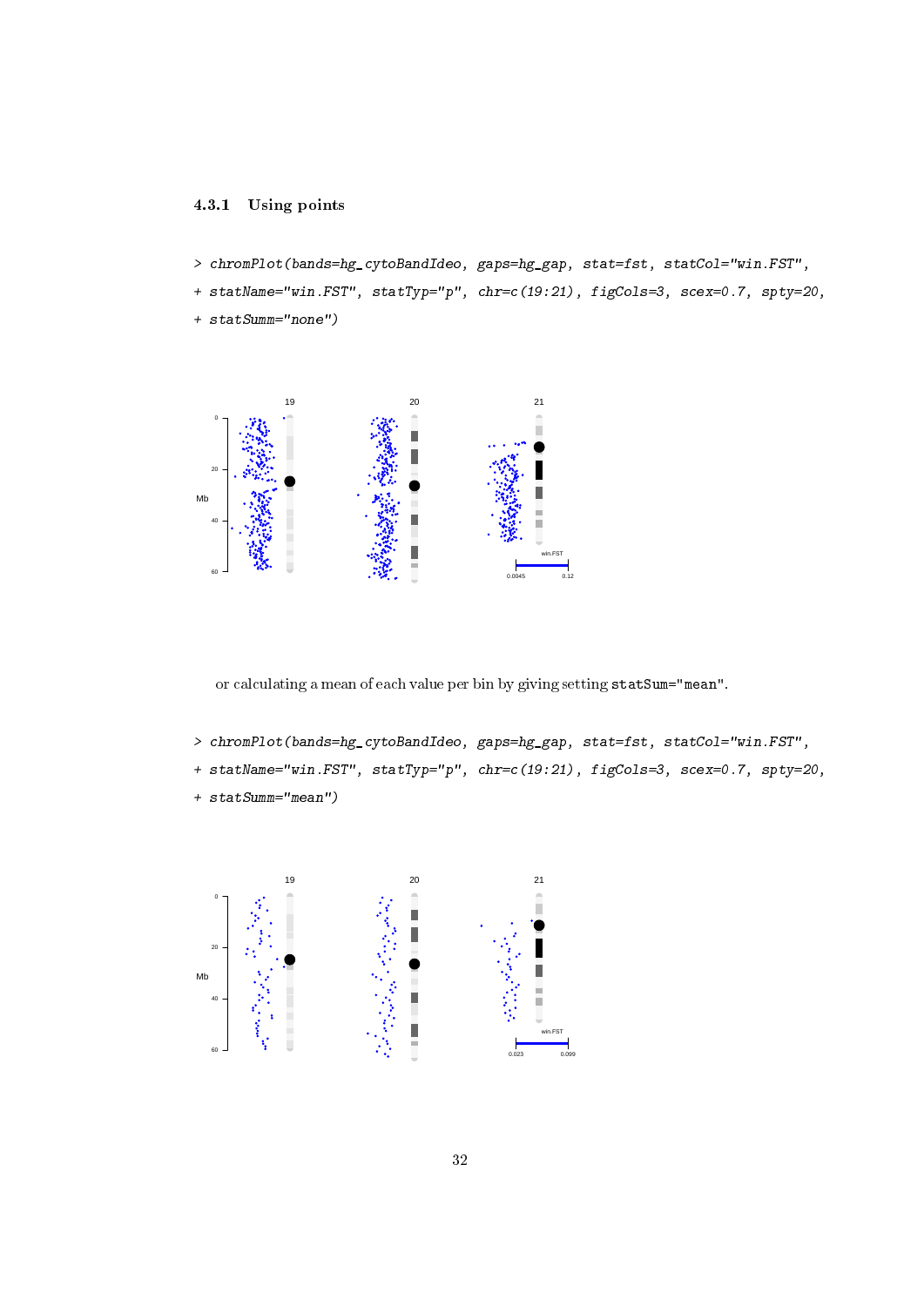### 4.3.1 Using points

```
> chromPlot(bands=hg_cytoBandIdeo, gaps=hg_gap, stat=fst, statCol="win.FST",
+ statName="win.FST", statTyp="p", chr=c(19:21), figCols=3, scex=0.7, spty=20,
+ statSumm="none")
```

or calculating a mean of each value per bin by giving setting `statSum="mean"`.

```
> chromPlot(bands=hg_cytoBandIdeo, gaps=hg_gap, stat=fst, statCol="win.FST",
+ statName="win.FST", statTyp="p", chr=c(19:21), figCols=3, scex=0.7, spty=20,
+ statSumm="mean")
```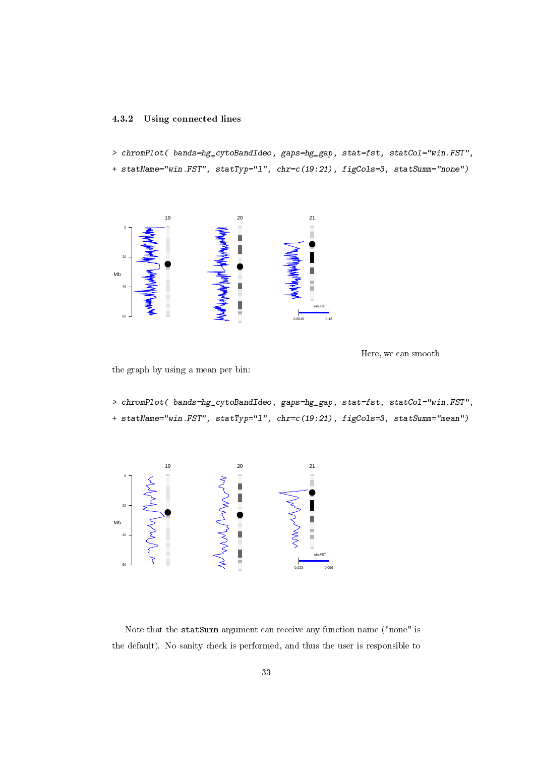### 4.3.2 Using connected lines

```
> chromPlot( bands=hg_cytoBandIdeo, gaps=hg_gap, stat=fst, statCol="win.FST",
+ statName="win.FST", statTyp="l", chr=c(19:21), figCols=3, statSumm="none")
```

Here, we can smooth the graph by using a mean per bin:

```
> chromPlot( bands=hg_cytoBandIdeo, gaps=hg_gap, stat=fst, statCol="win.FST",
+ statName="win.FST", statTyp="l", chr=c(19:21), figCols=3, statSumm="mean")
```

Note that the statSumm argument can receive any function name ("none" is the default). No sanity check is performed, and thus the user is responsible to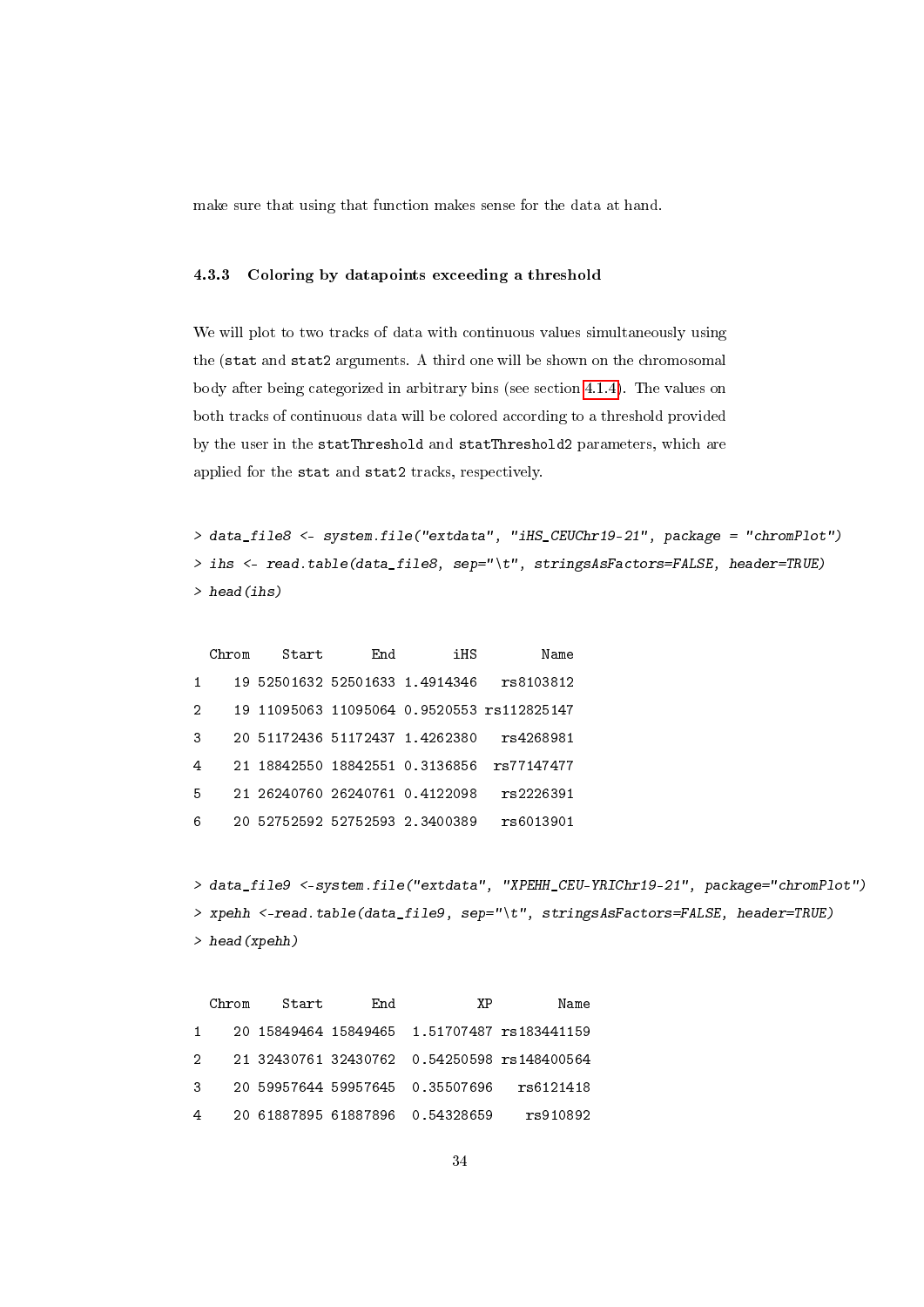make sure that using that function makes sense for the data at hand.

### 4.3.3 Coloring by datapoints exceeding a threshold

We will plot to two tracks of data with continuous values simultaneously using the (stat and stat2 arguments. A third one will be shown on the chromosomal body after being categorized in arbitrary bins (see section 4.1.4). The values on both tracks of continuous data will be colored according to a threshold provided by the user in the statThreshold and statThreshold2 parameters, which are applied for the stat and stat2 tracks, respectively.

```
> data_file8 <- system.file("extdata", "iHS_CEUChr19-21", package = "chromPlot")
> ihs <- read.table(data_file8, sep="\t", stringsAsFactors=FALSE, header=TRUE)
> head(ihs)

  Chrom    Start      End       iHS        Name
1    19 52501632 52501633 1.4914346   rs8103812
2    19 11095063 11095064 0.9520553 rs112825147
3    20 51172436 51172437 1.4262380   rs4268981
4    21 18842550 18842551 0.3136856  rs77147477
5    21 26240760 26240761 0.4122098   rs2226391
6    20 52752592 52752593 2.3400389   rs6013901
```

```
> data_file9 <-system.file("extdata", "XPEHH_CEU-YRIChr19-21", package="chromPlot")
> xpehh <-read.table(data_file9, sep="\t", stringsAsFactors=FALSE, header=TRUE)
> head(xpehh)

  Chrom    Start      End          XP        Name
1    20 15849464 15849465  1.51707487 rs183441159
2    21 32430761 32430762  0.54250598 rs148400564
3    20 59957644 59957645  0.35507696   rs6121418
4    20 61887895 61887896  0.54328659    rs910892
```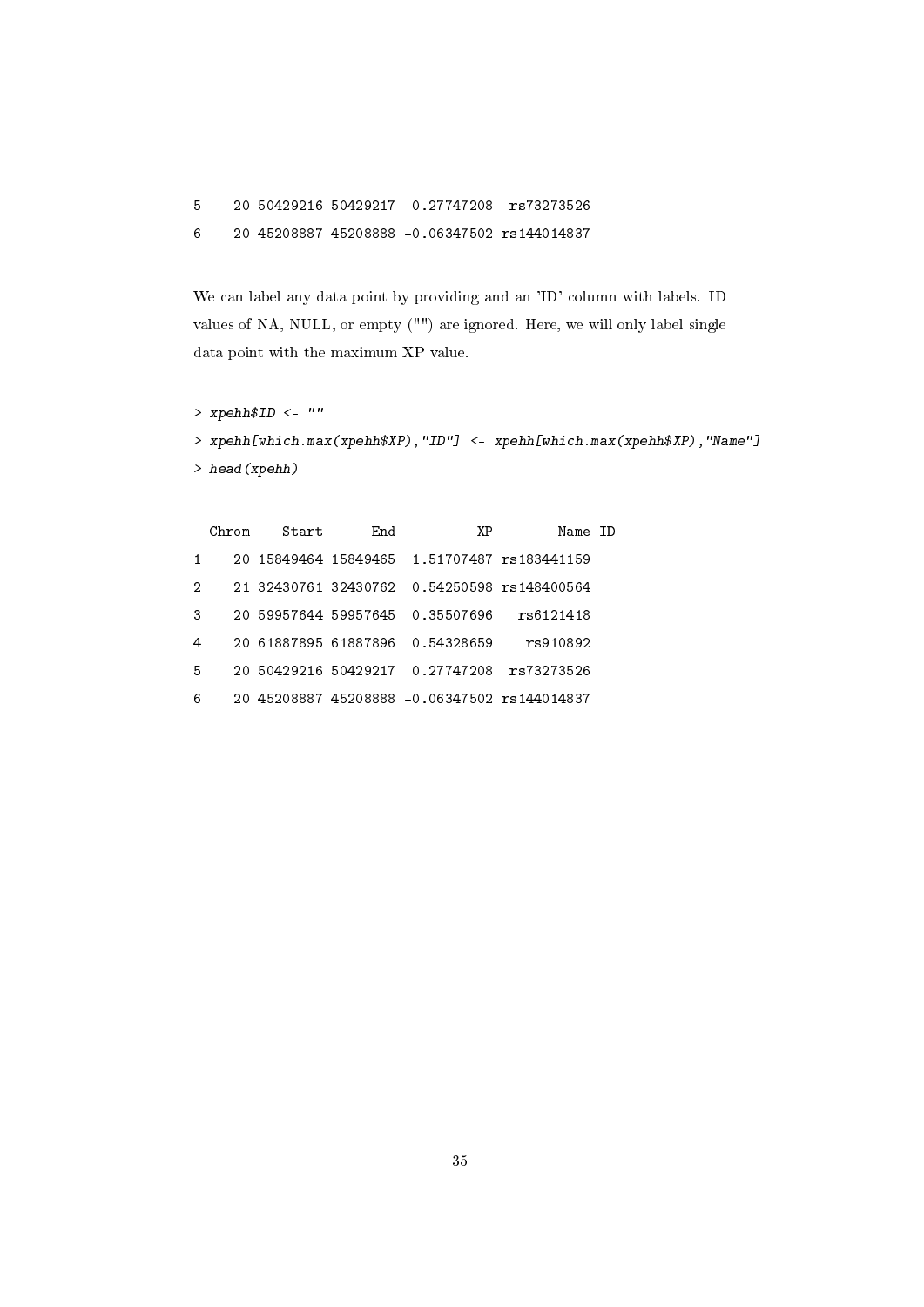```
5    20 50429216 50429217  0.27747208  rs73273526
6    20 45208887 45208888 -0.06347502 rs144014837
```

We can label any data point by providing and an 'ID' column with labels. ID values of NA, NULL, or empty ("") are ignored. Here, we will only label single data point with the maximum XP value.

```
> xpehh$ID <- ""
> xpehh[which.max(xpehh$XP),"ID"] <- xpehh[which.max(xpehh$XP),"Name"]
> head(xpehh)
```

```
  Chrom    Start      End          XP        Name ID
1    20 15849464 15849465  1.51707487 rs183441159
2    21 32430761 32430762  0.54250598 rs148400564
3    20 59957644 59957645  0.35507696   rs6121418
4    20 61887895 61887896  0.54328659    rs910892
5    20 50429216 50429217  0.27747208  rs73273526
6    20 45208887 45208888 -0.06347502 rs144014837
```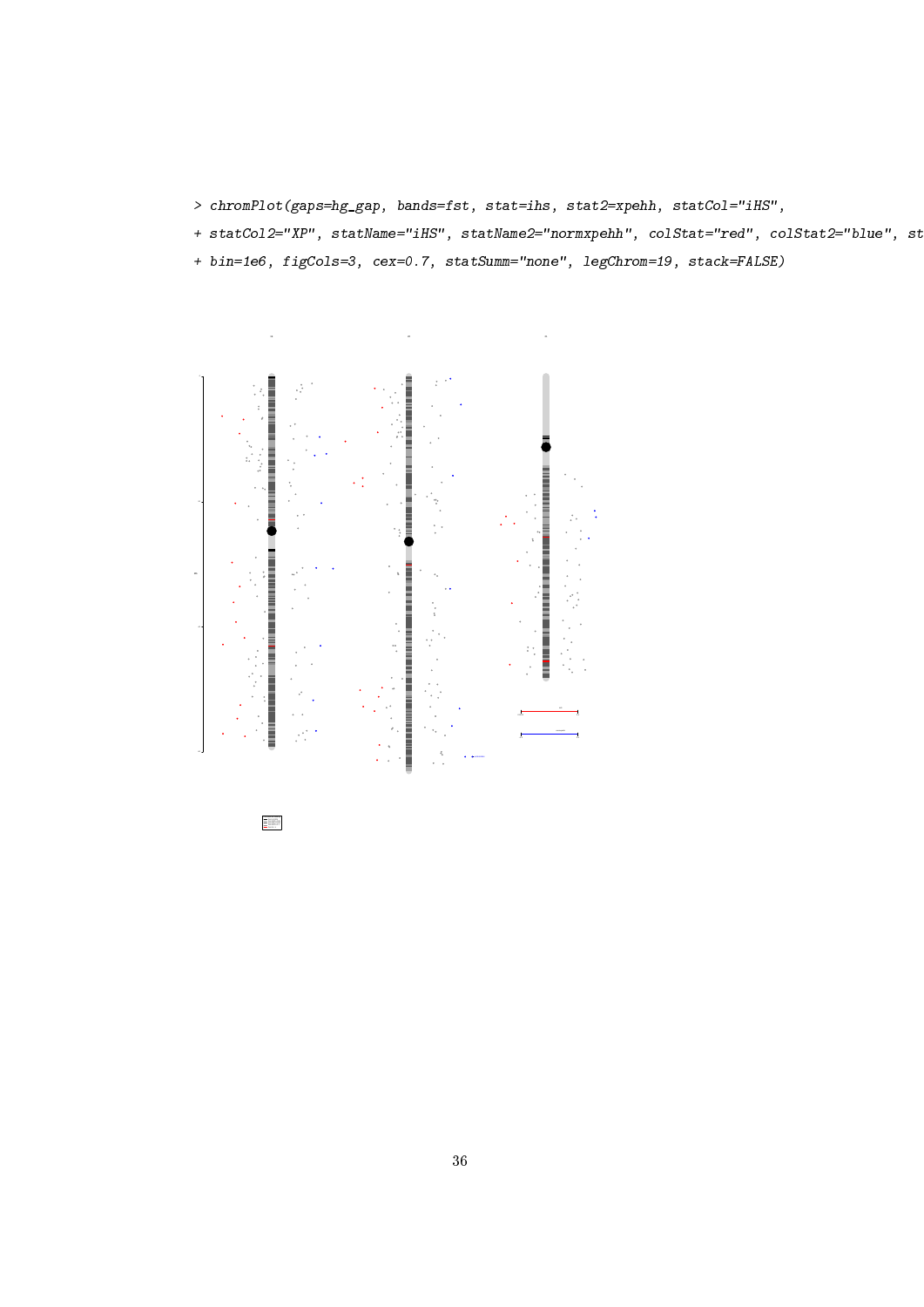```
> chromPlot(gaps=hg_gap, bands=fst, stat=ihs, stat2=xpehh, statCol="iHS",
+ statCol2="XP", statName="iHS", statName2="normxpehh", colStat="red", colStat2="blue", st
+ bin=1e6, figCols=3, cex=0.7, statSumm="none", legChrom=19, stack=FALSE)
```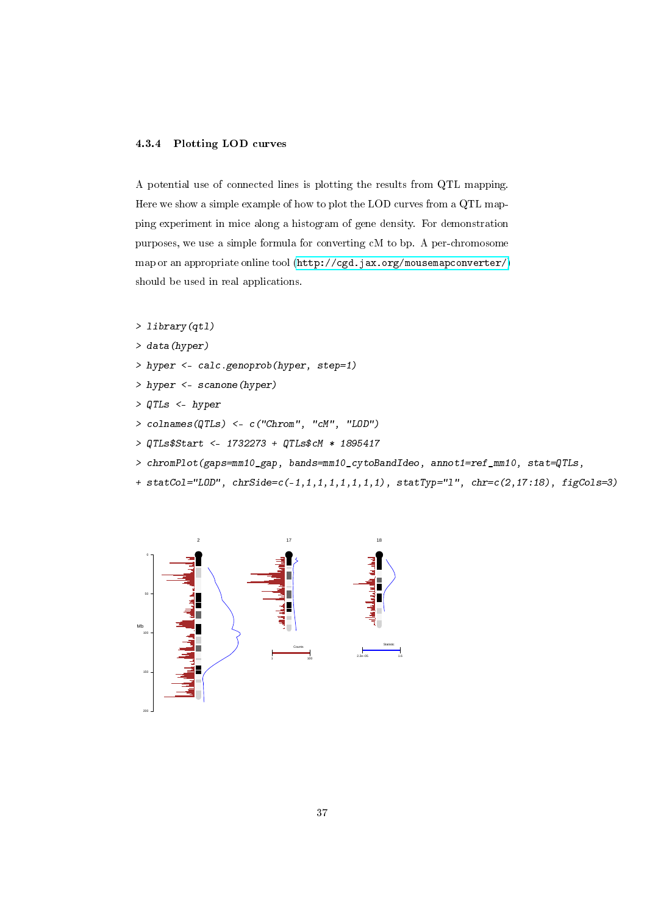### 4.3.4 Plotting LOD curves

A potential use of connected lines is plotting the results from QTL mapping. Here we show a simple example of how to plot the LOD curves from a QTL mapping experiment in mice along a histogram of gene density. For demonstration purposes, we use a simple formula for converting cM to bp. A per-chromosome map or an appropriate online tool (http://cgd.jax.org/mousemapconverter/) should be used in real applications.

```
> library(qtl)
> data(hyper)
> hyper <- calc.genoprob(hyper, step=1)
> hyper <- scanone(hyper)
> QTLs <- hyper
> colnames(QTLs) <- c("Chrom", "cM", "LOD")
> QTLs$Start <- 1732273 + QTLs$cM * 1895417
> chromPlot(gaps=mm10_gap, bands=mm10_cytoBandIdeo, annot1=ref_mm10, stat=QTLs,
+ statCol="LOD", chrSide=c(-1,1,1,1,1,1,1,1), statTyp="l", chr=c(2,17:18), figCols=3)
```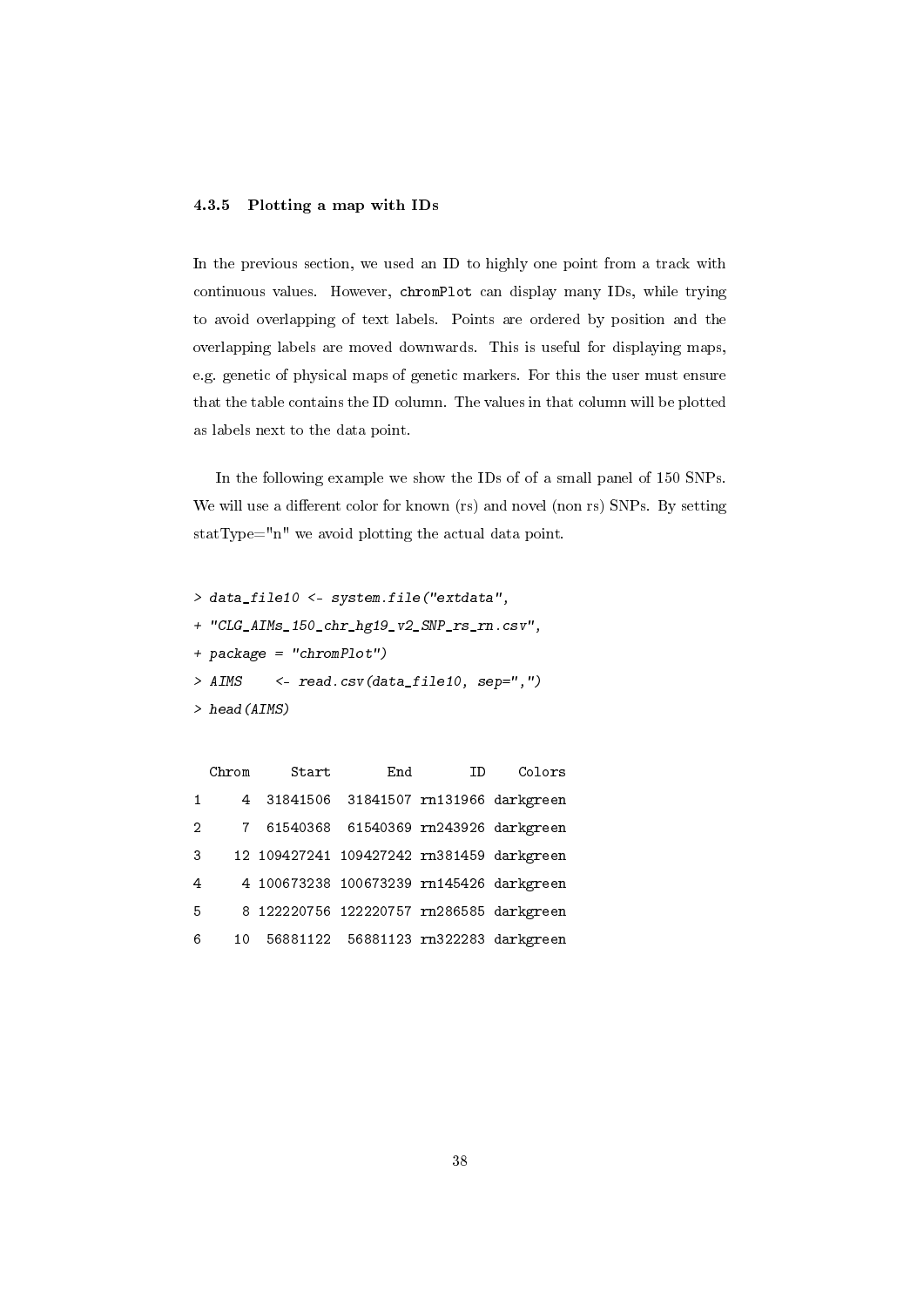### 4.3.5 Plotting a map with IDs

In the previous section, we used an ID to highly one point from a track with continuous values. However, `chromPlot` can display many IDs, while trying to avoid overlapping of text labels. Points are ordered by position and the overlapping labels are moved downwards. This is useful for displaying maps, e.g. genetic of physical maps of genetic markers. For this the user must ensure that the table contains the ID column. The values in that column will be plotted as labels next to the data point.

In the following example we show the IDs of of a small panel of 150 SNPs. We will use a different color for known (rs) and novel (non rs) SNPs. By setting statType="n" we avoid plotting the actual data point.

```
> data_file10 <- system.file("extdata",
+ "CLG_AIMs_150_chr_hg19_v2_SNP_rs_rn.csv",
+ package = "chromPlot")
> AIMS    <- read.csv(data_file10, sep=",")
> head(AIMS)
```

```
  Chrom     Start       End       ID    Colors
1     4  31841506  31841507 rn131966 darkgreen
2     7  61540368  61540369 rn243926 darkgreen
3    12 109427241 109427242 rn381459 darkgreen
4     4 100673238 100673239 rn145426 darkgreen
5     8 122220756 122220757 rn286585 darkgreen
6    10  56881122  56881123 rn322283 darkgreen
```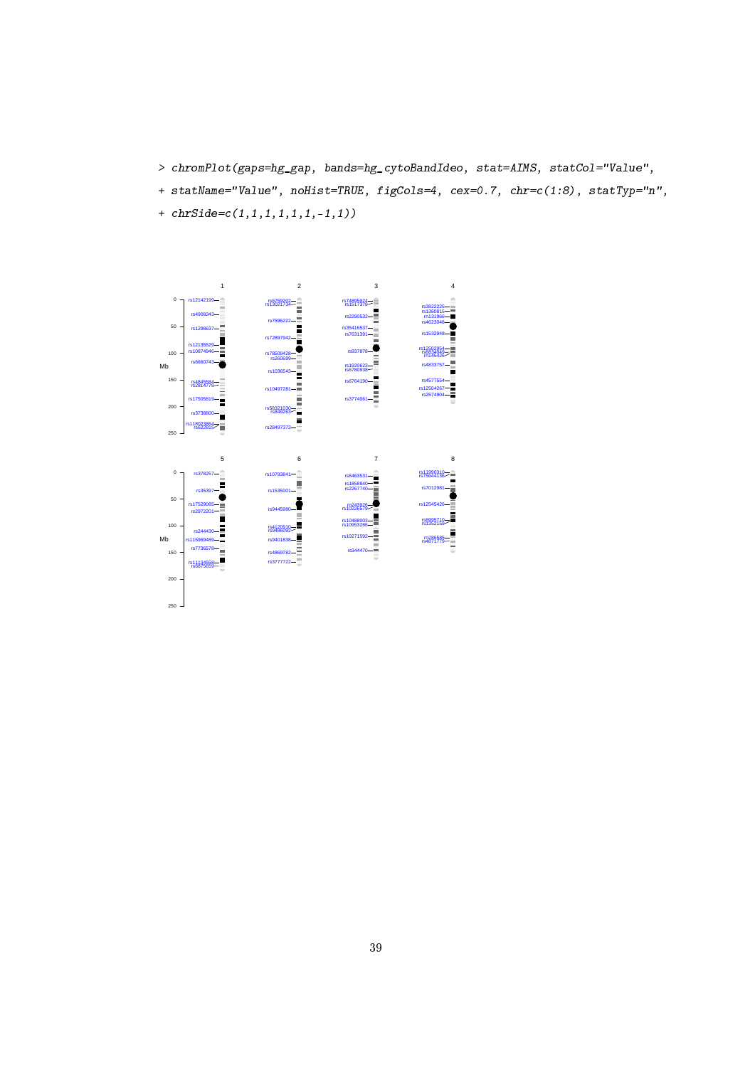```
> chromPlot(gaps=hg_gap, bands=hg_cytoBandIdeo, stat=AIMS, statCol="Value",
+ statName="Value", noHist=TRUE, figCols=4, cex=0.7, chr=c(1:8), statTyp="n",
+ chrSide=c(1,1,1,1,1,1,-1,1))
```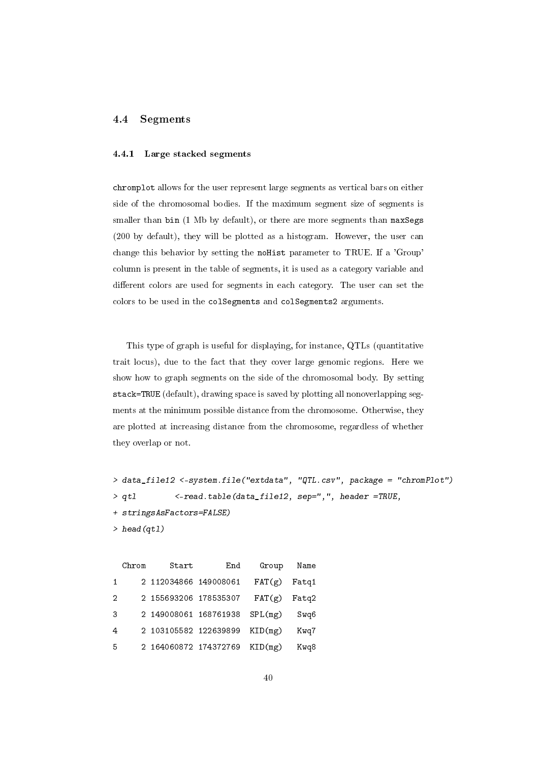### 4.4 Segments

#### 4.4.1 Large stacked segments

`chromplot` allows for the user represent large segments as vertical bars on either side of the chromosomal bodies. If the maximum segment size of segments is smaller than `bin` (1 Mb by default), or there are more segments than `maxSegs` (200 by default), they will be plotted as a histogram. However, the user can change this behavior by setting the `noHist` parameter to TRUE. If a 'Group' column is present in the table of segments, it is used as a category variable and different colors are used for segments in each category. The user can set the colors to be used in the `colSegments` and `colSegments2` arguments.

This type of graph is useful for displaying, for instance, QTLs (quantitative trait locus), due to the fact that they cover large genomic regions. Here we show how to graph segments on the side of the chromosomal body. By setting `stack=TRUE` (default), drawing space is saved by plotting all nonoverlapping segments at the minimum possible distance from the chromosome. Otherwise, they are plotted at increasing distance from the chromosome, regardless of whether they overlap or not.

```
> data_file12 <-system.file("extdata", "QTL.csv", package = "chromPlot")
> qtl         <-read.table(data_file12, sep=",", header =TRUE,
+ stringsAsFactors=FALSE)
> head(qtl)
```

```
  Chrom     Start       End    Group   Name
1     2 112034866 149008061   FAT(g)  Fatq1
2     2 155693206 178535307   FAT(g)  Fatq2
3     2 149008061 168761938  SPL(mg)   Swq6
4     2 103105582 122639899  KID(mg)   Kwq7
5     2 164060872 174372769  KID(mg)   Kwq8
```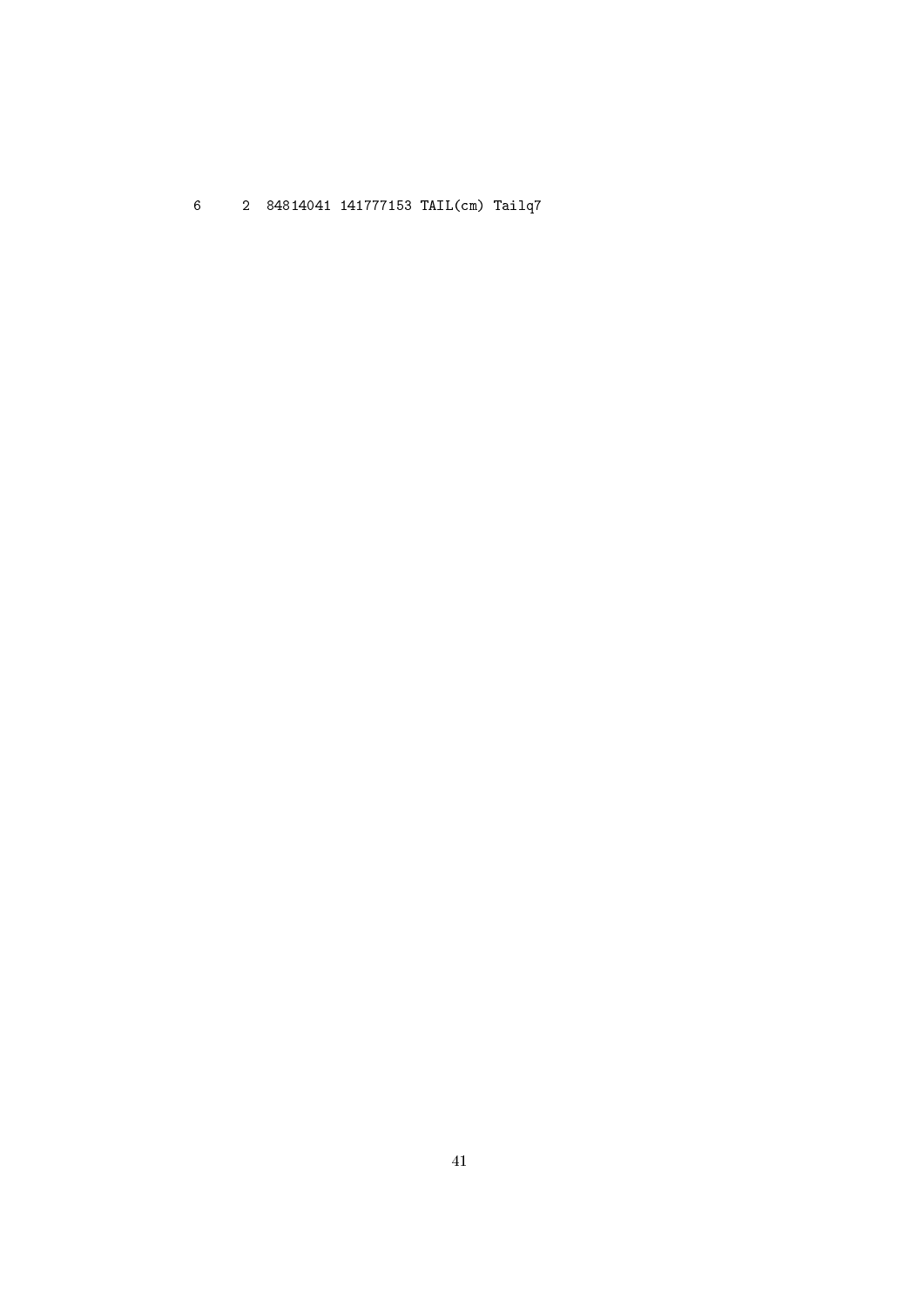```
6     2  84814041 141777153 TAIL(cm) Tailq7
```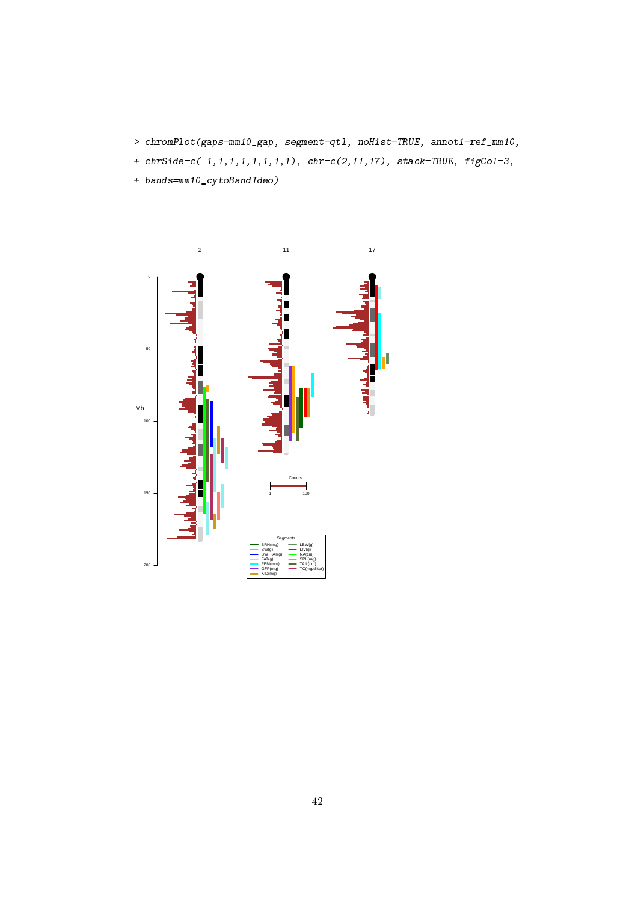```
> chromPlot(gaps=mm10_gap, segment=qtl, noHist=TRUE, annot1=ref_mm10,
+ chrSide=c(-1,1,1,1,1,1,1,1), chr=c(2,11,17), stack=TRUE, figCol=3,
+ bands=mm10_cytoBandIdeo)
```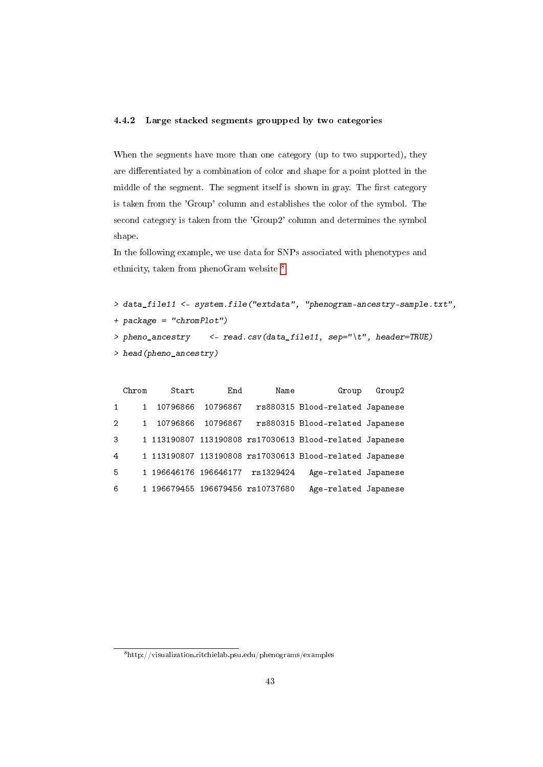### 4.4.2 Large stacked segments groupped by two categories

When the segments have more than one category (up to two supported), they are differentiated by a combination of color and shape for a point plotted in the middle of the segment. The segment itself is shown in gray. The first category is taken from the 'Group' column and establishes the color of the symbol. The second category is taken from the 'Group2' column and determines the symbol shape.

In the following example, we use data for SNPs associated with phenotypes and ethnicity, taken from phenoGram website [8]

```
> data_file11 <- system.file("extdata", "phenogram-ancestry-sample.txt",
+ package = "chromPlot")
> pheno_ancestry    <- read.csv(data_file11, sep="\t", header=TRUE)
> head(pheno_ancestry)
```

```
  Chrom     Start       End       Name         Group   Group2
1     1  10796866  10796867   rs880315 Blood-related Japanese
2     1  10796866  10796867   rs880315 Blood-related Japanese
3     1 113190807 113190808 rs17030613 Blood-related Japanese
4     1 113190807 113190808 rs17030613 Blood-related Japanese
5     1 196646176 196646177  rs1329424   Age-related Japanese
6     1 196679455 196679456 rs10737680   Age-related Japanese
```

[8] http://visualization.ritchielab.psu.edu/phenograms/examples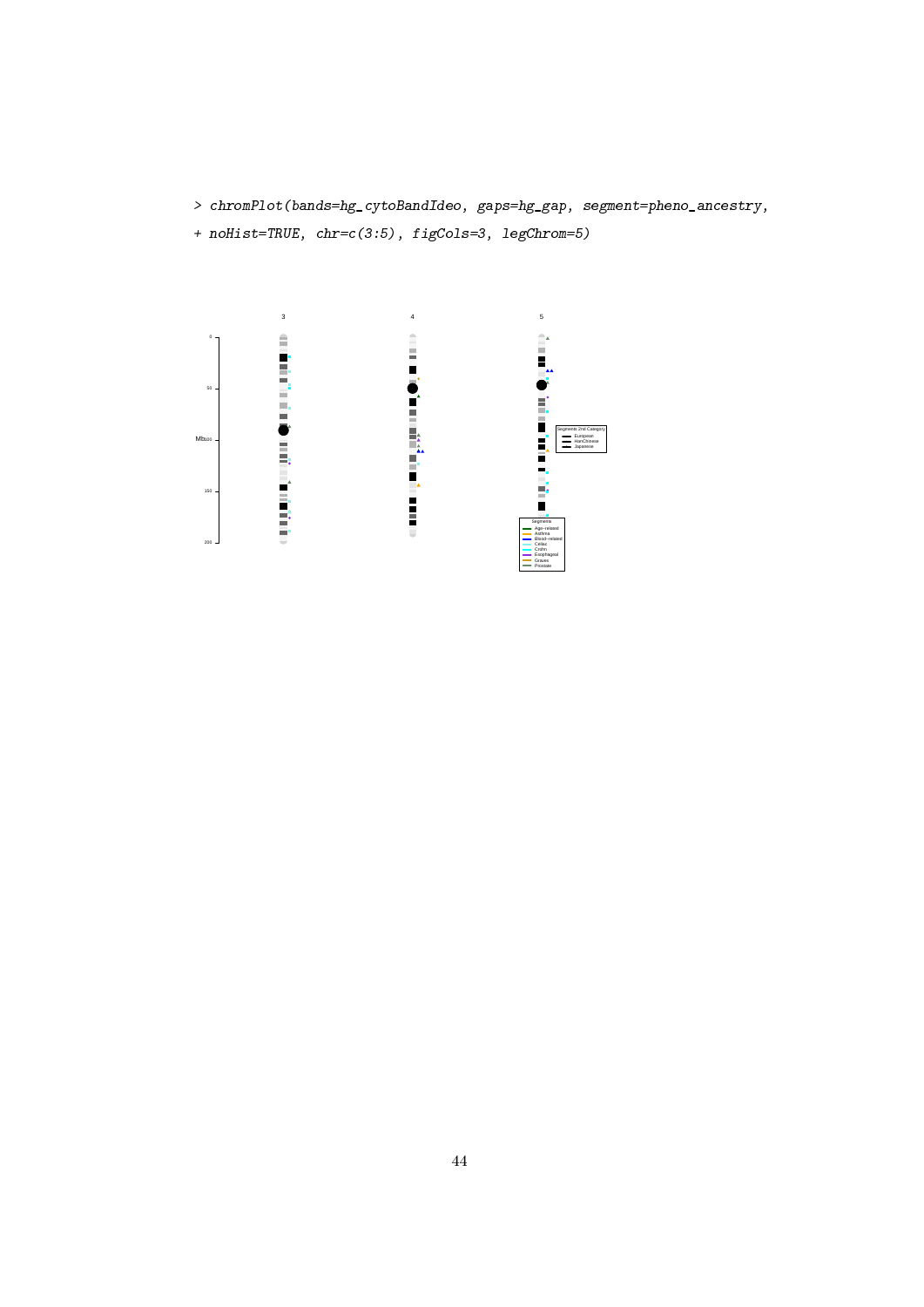```
> chromPlot(bands=hg_cytoBandIdeo, gaps=hg_gap, segment=pheno_ancestry,
+ noHist=TRUE, chr=c(3:5), figCols=3, legChrom=5)
```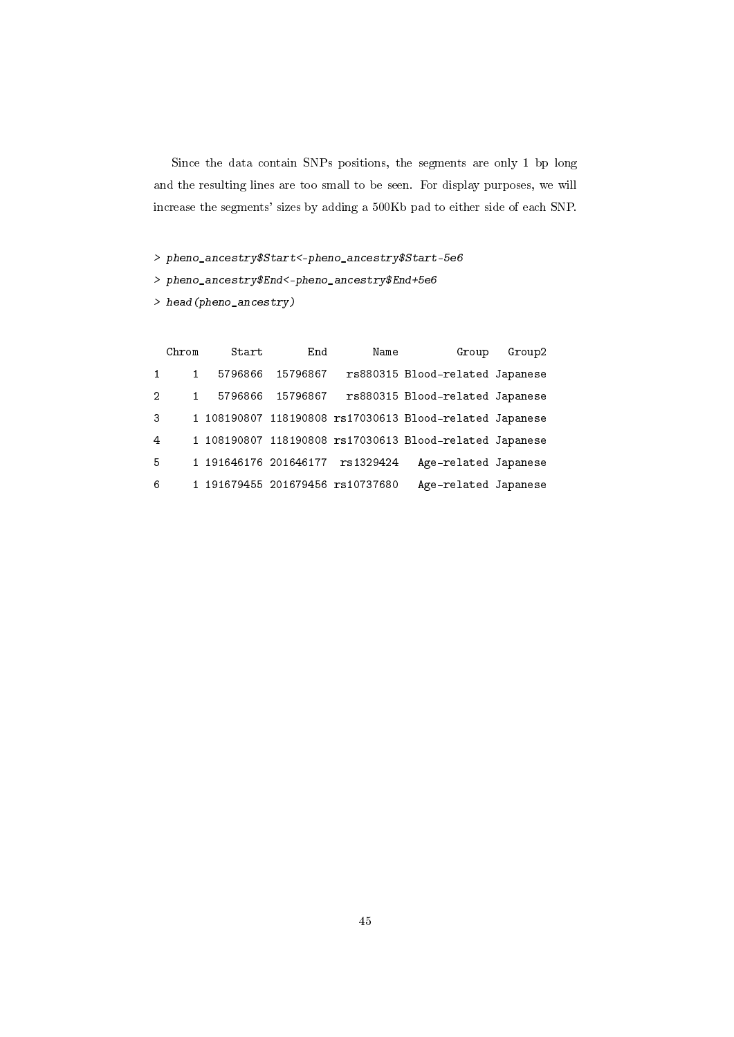Since the data contain SNPs positions, the segments are only 1 bp long and the resulting lines are too small to be seen. For display purposes, we will increase the segments' sizes by adding a 500Kb pad to either side of each SNP.

```
> pheno_ancestry$Start<-pheno_ancestry$Start-5e6
> pheno_ancestry$End<-pheno_ancestry$End+5e6
> head(pheno_ancestry)
```

```
  Chrom     Start       End       Name         Group   Group2
1     1   5796866  15796867   rs880315 Blood-related Japanese
2     1   5796866  15796867   rs880315 Blood-related Japanese
3     1 108190807 118190808 rs17030613 Blood-related Japanese
4     1 108190807 118190808 rs17030613 Blood-related Japanese
5     1 191646176 201646177  rs1329424   Age-related Japanese
6     1 191679455 201679456 rs10737680   Age-related Japanese
```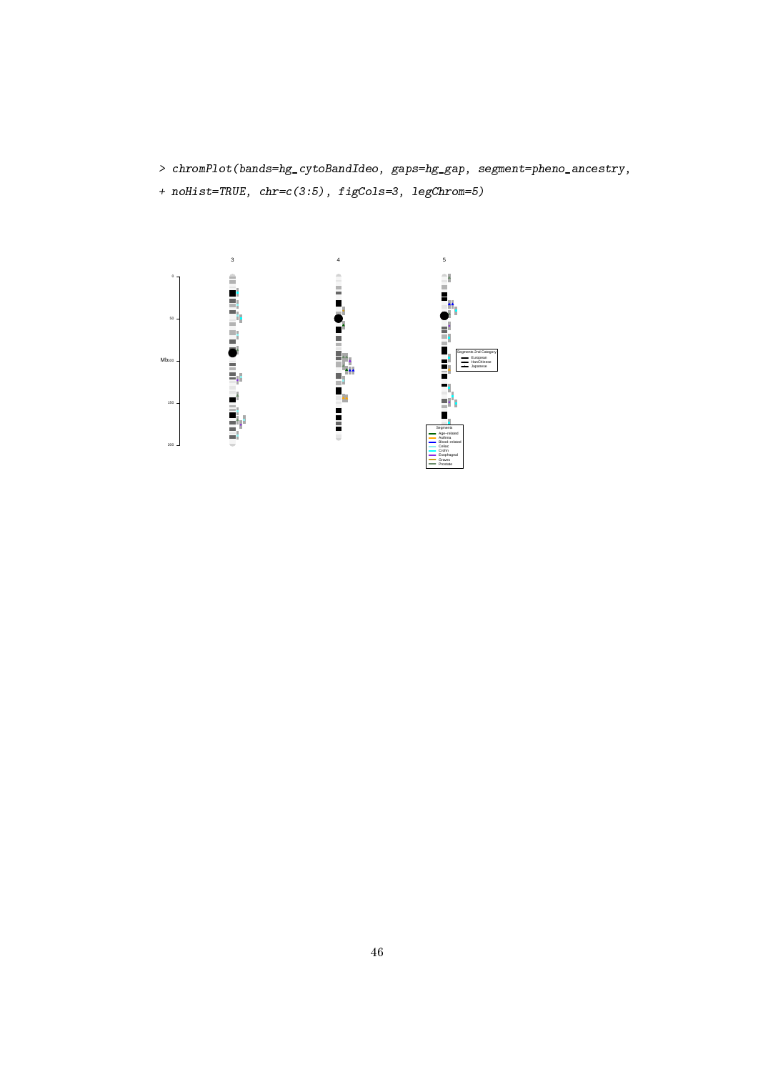```
> chromPlot(bands=hg_cytoBandIdeo, gaps=hg_gap, segment=pheno_ancestry,
+ noHist=TRUE, chr=c(3:5), figCols=3, legChrom=5)
```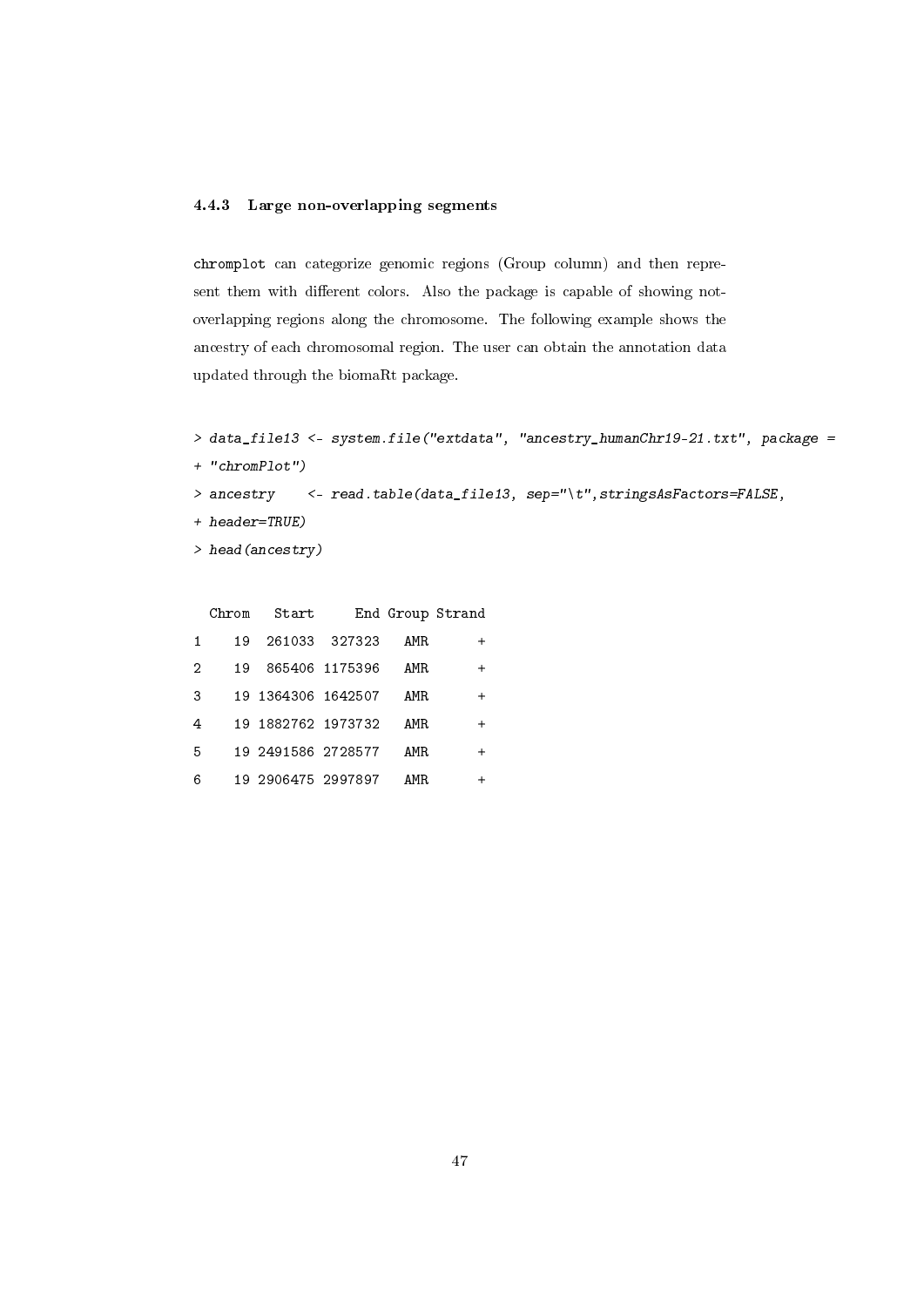### 4.4.3 Large non-overlapping segments

`chromplot` can categorize genomic regions (Group column) and then represent them with different colors. Also the package is capable of showing not-overlapping regions along the chromosome. The following example shows the ancestry of each chromosomal region. The user can obtain the annotation data updated through the biomaRt package.

```
> data_file13 <- system.file("extdata", "ancestry_humanChr19-21.txt", package =
+ "chromPlot")
> ancestry    <- read.table(data_file13, sep="\t",stringsAsFactors=FALSE,
+ header=TRUE)
> head(ancestry)
```

```
  Chrom   Start     End Group Strand
1    19  261033  327323   AMR      +
2    19  865406 1175396   AMR      +
3    19 1364306 1642507   AMR      +
4    19 1882762 1973732   AMR      +
5    19 2491586 2728577   AMR      +
6    19 2906475 2997897   AMR      +
```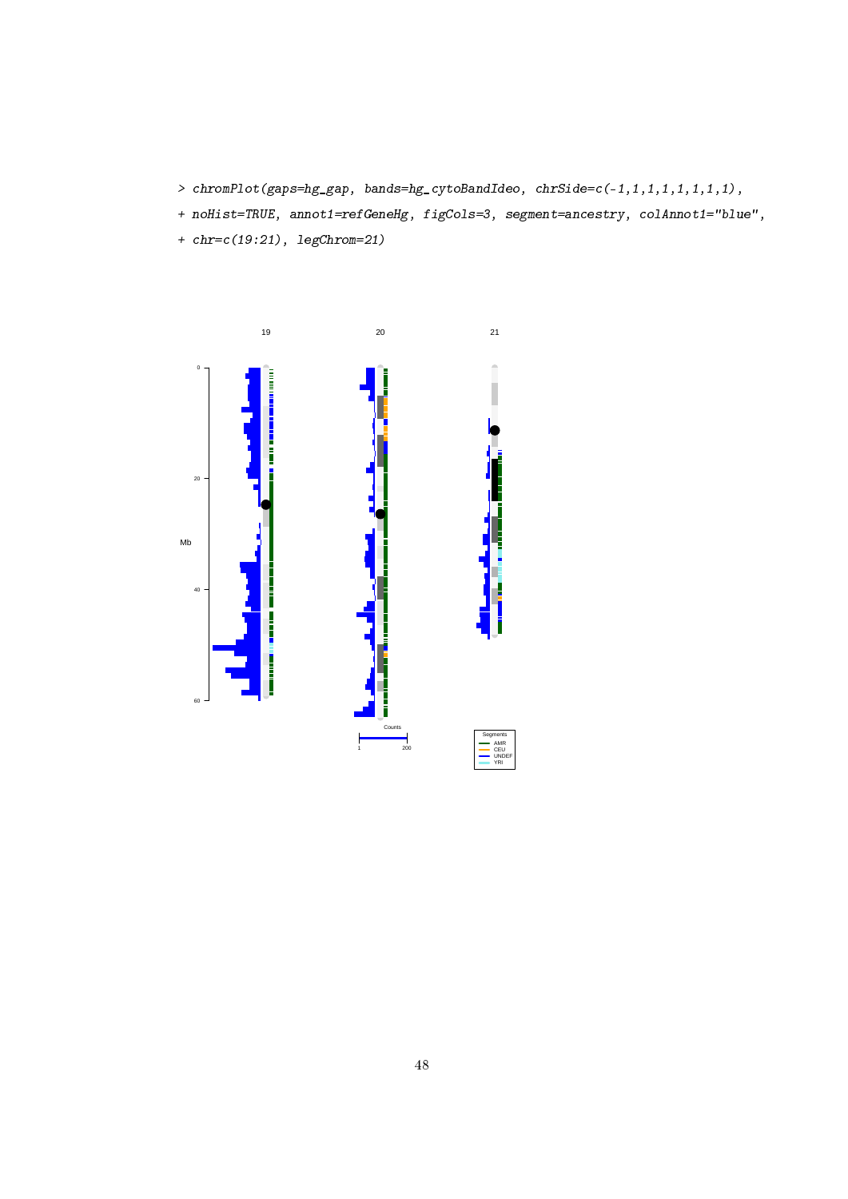```
> chromPlot(gaps=hg_gap, bands=hg_cytoBandIdeo, chrSide=c(-1,1,1,1,1,1,1,1),
+ noHist=TRUE, annot1=refGeneHg, figCols=3, segment=ancestry, colAnnot1="blue",
+ chr=c(19:21), legChrom=21)
```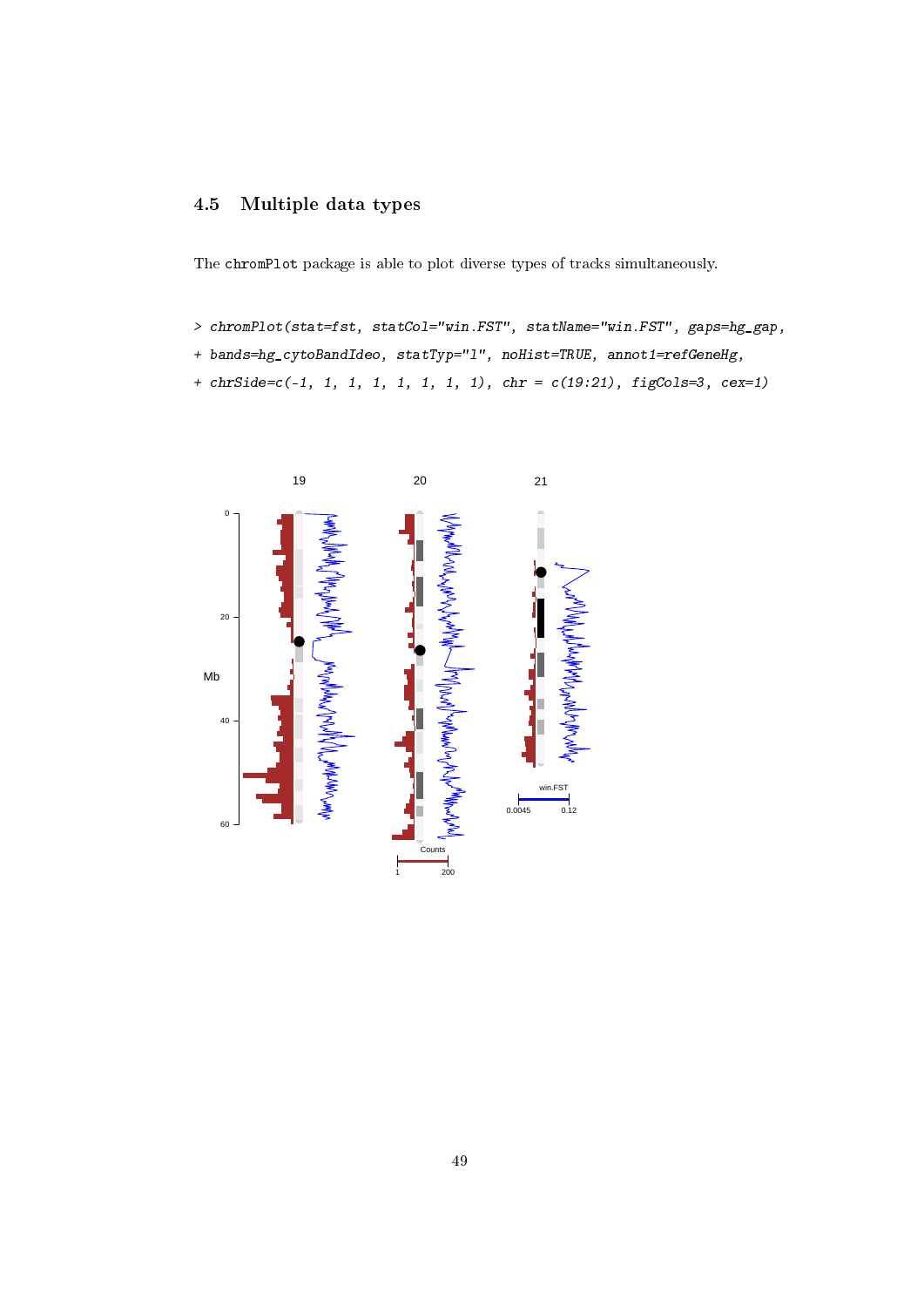## 4.5 Multiple data types

The `chromPlot` package is able to plot diverse types of tracks simultaneously.

```
> chromPlot(stat=fst, statCol="win.FST", statName="win.FST", gaps=hg_gap,
+ bands=hg_cytoBandIdeo, statTyp="l", noHist=TRUE, annot1=refGeneHg,
+ chrSide=c(-1, 1, 1, 1, 1, 1, 1, 1), chr = c(19:21), figCols=3, cex=1)
```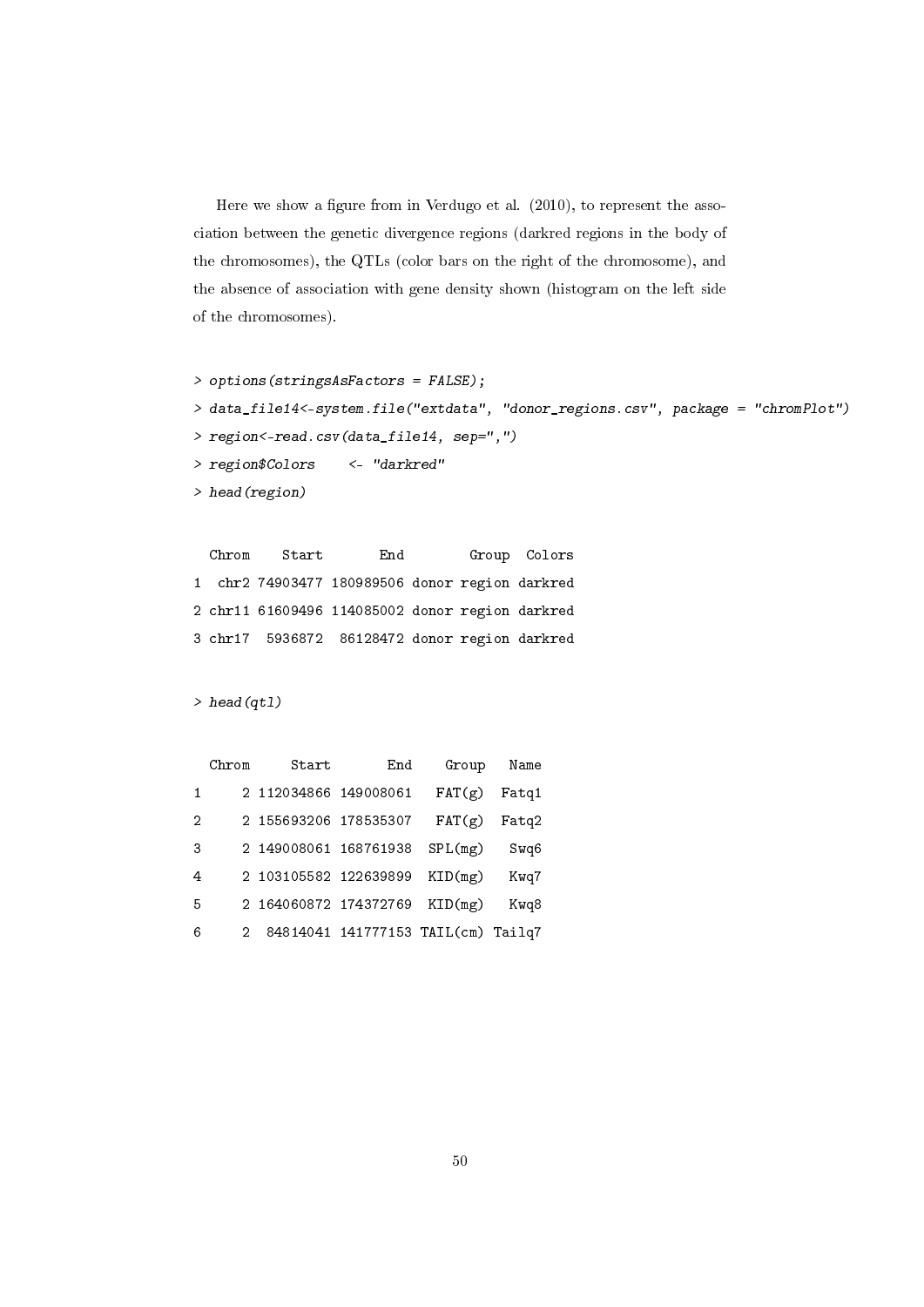Here we show a figure from in Verdugo et al. (2010), to represent the association between the genetic divergence regions (darkred regions in the body of the chromosomes), the QTLs (color bars on the right of the chromosome), and the absence of association with gene density shown (histogram on the left side of the chromosomes).

```
> options(stringsAsFactors = FALSE);
> data_file14<-system.file("extdata", "donor_regions.csv", package = "chromPlot")
> region<-read.csv(data_file14, sep=",")
> region$Colors    <- "darkred"
> head(region)

  Chrom    Start       End        Group  Colors
1  chr2 74903477 180989506 donor region darkred
2 chr11 61609496 114085002 donor region darkred
3 chr17  5936872  86128472 donor region darkred

> head(qtl)

  Chrom     Start       End    Group   Name
1     2 112034866 149008061   FAT(g)  Fatq1
2     2 155693206 178535307   FAT(g)  Fatq2
3     2 149008061 168761938  SPL(mg)   Swq6
4     2 103105582 122639899  KID(mg)   Kwq7
5     2 164060872 174372769  KID(mg)   Kwq8
6     2  84814041 141777153 TAIL(cm) Tailq7
```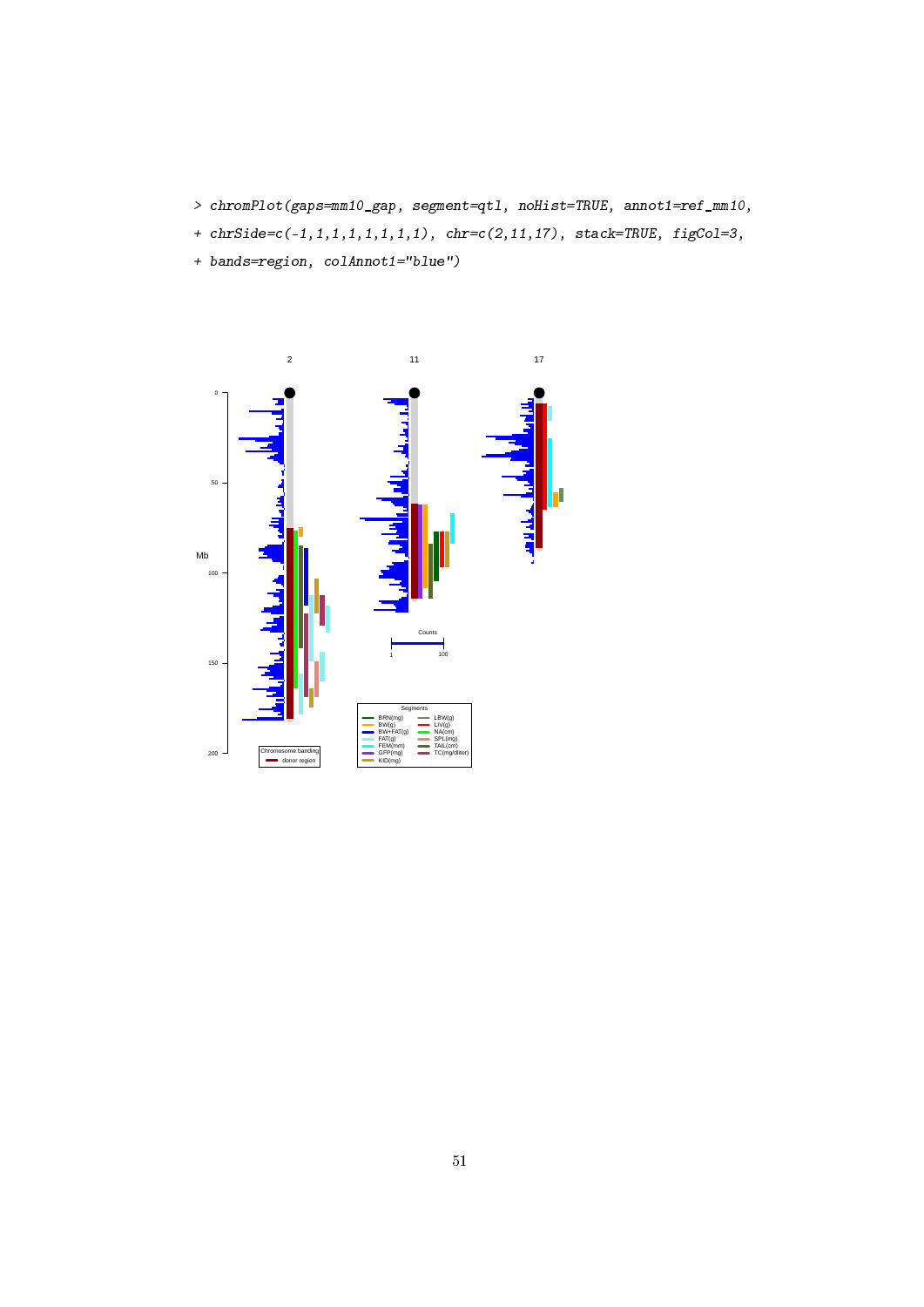```
> chromPlot(gaps=mm10_gap, segment=qtl, noHist=TRUE, annot1=ref_mm10,
+ chrSide=c(-1,1,1,1,1,1,1,1), chr=c(2,11,17), stack=TRUE, figCol=3,
+ bands=region, colAnnot1="blue")
```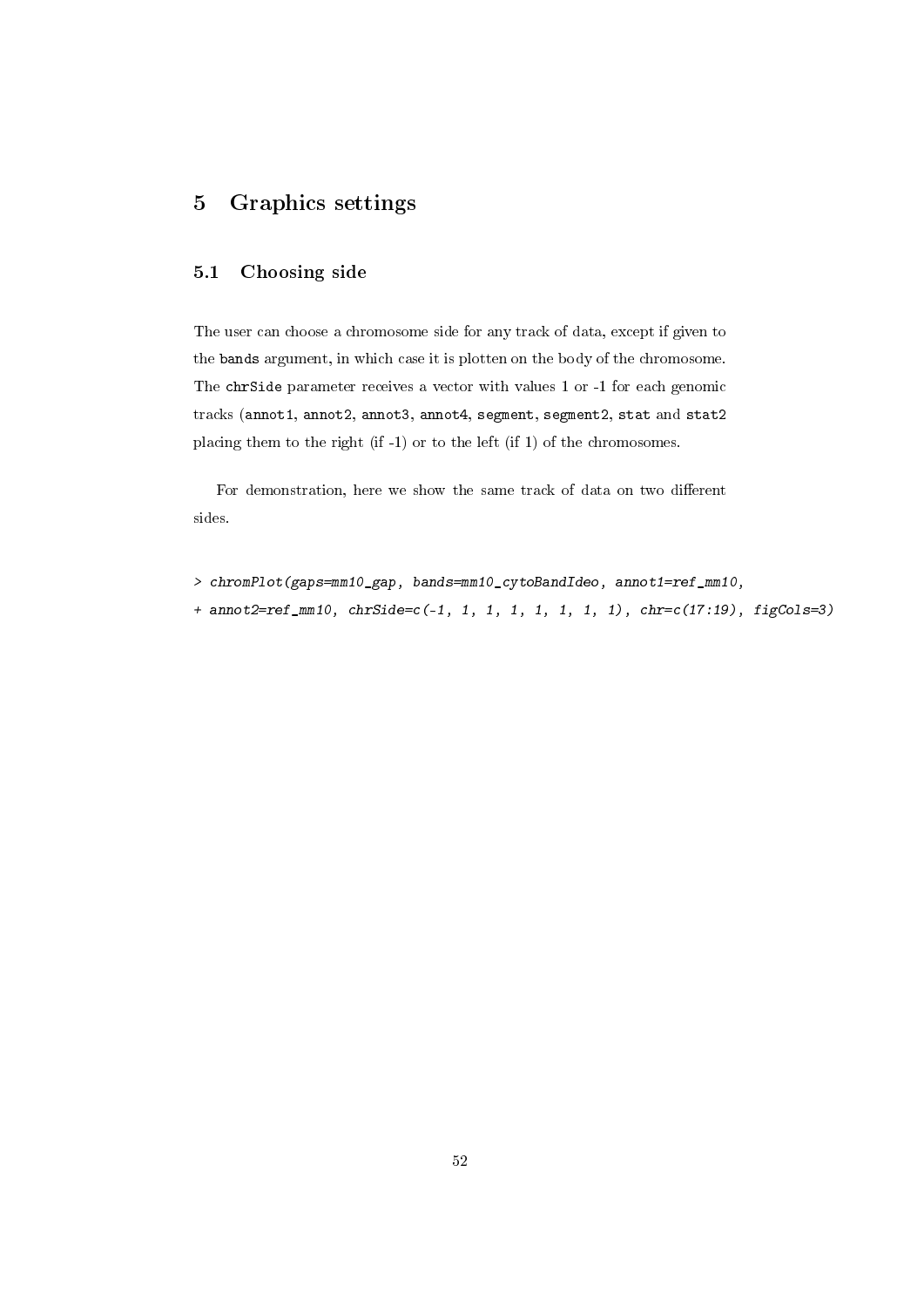# 5 Graphics settings

## 5.1 Choosing side

The user can choose a chromosome side for any track of data, except if given to the `bands` argument, in which case it is plotten on the body of the chromosome. The `chrSide` parameter receives a vector with values 1 or -1 for each genomic tracks (`annot1`, `annot2`, `annot3`, `annot4`, `segment`, `segment2`, `stat` and `stat2` placing them to the right (if -1) or to the left (if 1) of the chromosomes.

For demonstration, here we show the same track of data on two different sides.

```
> chromPlot(gaps=mm10_gap, bands=mm10_cytoBandIdeo, annot1=ref_mm10,
+ annot2=ref_mm10, chrSide=c(-1, 1, 1, 1, 1, 1, 1, 1), chr=c(17:19), figCols=3)
```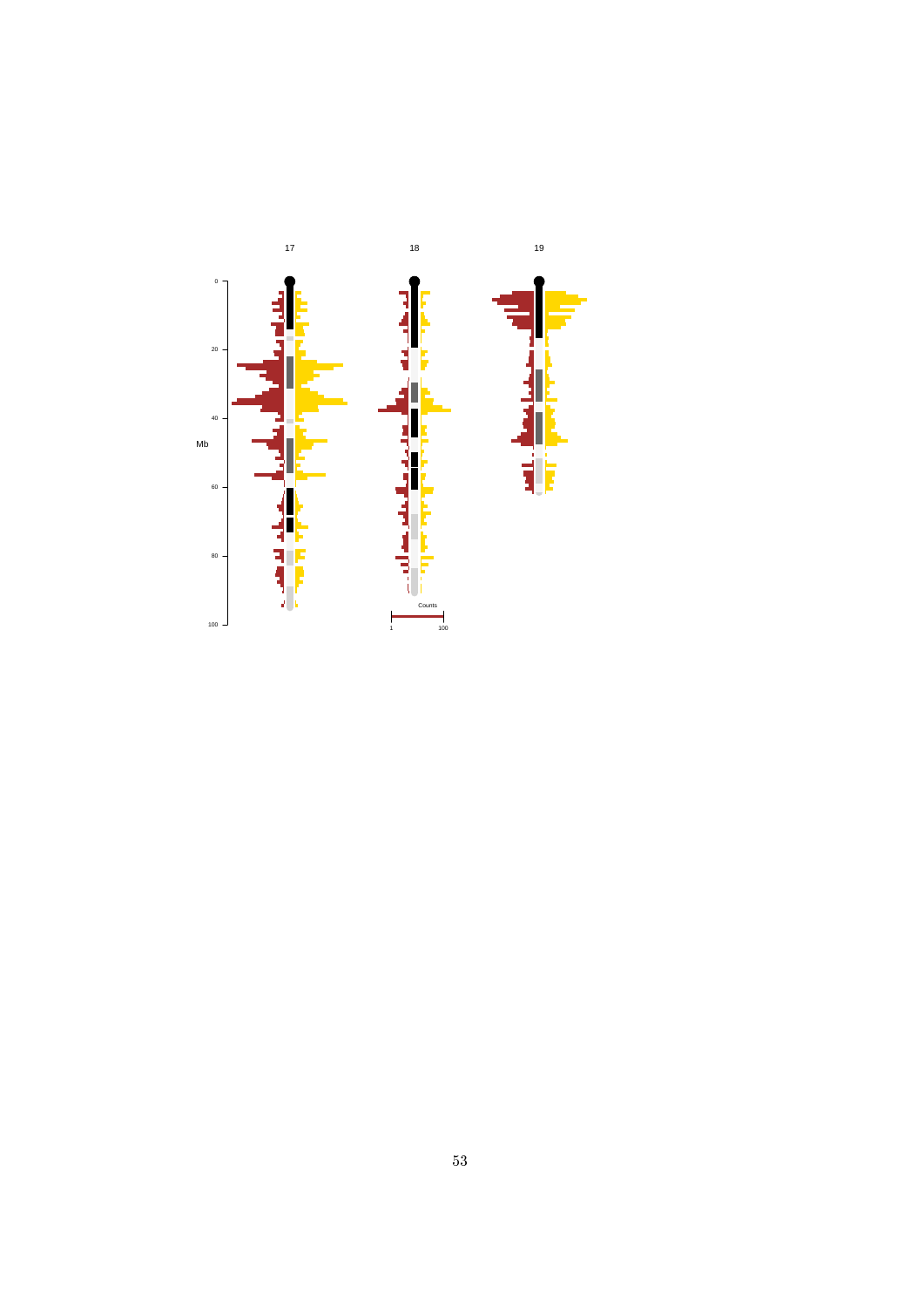17

18

19

0

20

40

Mb

60

80

100

Counts

1 100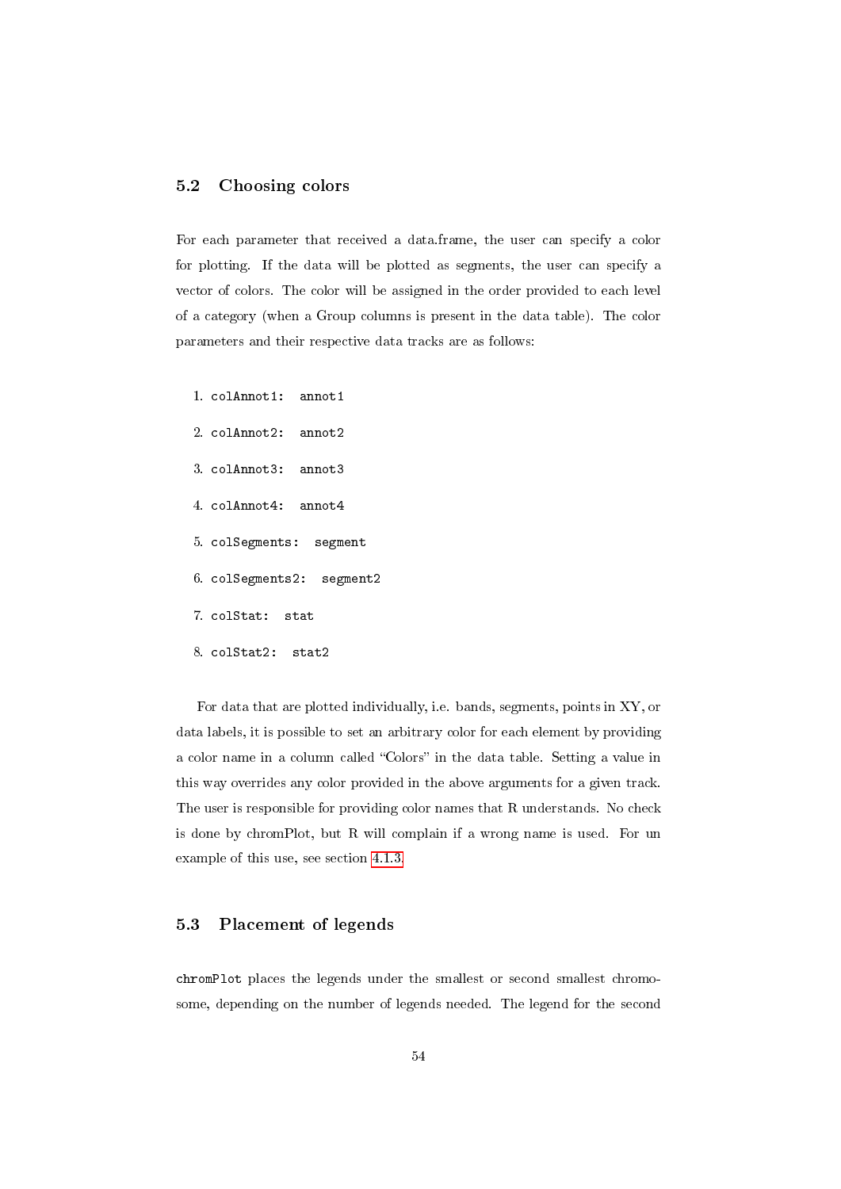## 5.2 Choosing colors

For each parameter that received a data.frame, the user can specify a color for plotting. If the data will be plotted as segments, the user can specify a vector of colors. The color will be assigned in the order provided to each level of a category (when a Group columns is present in the data table). The color parameters and their respective data tracks are as follows:

1. `colAnnot1: annot1`
2. `colAnnot2: annot2`
3. `colAnnot3: annot3`
4. `colAnnot4: annot4`
5. `colSegments: segment`
6. `colSegments2: segment2`
7. `colStat: stat`
8. `colStat2: stat2`

For data that are plotted individually, i.e. bands, segments, points in XY, or data labels, it is possible to set an arbitrary color for each element by providing a color name in a column called "Colors" in the data table. Setting a value in this way overrides any color provided in the above arguments for a given track. The user is responsible for providing color names that R understands. No check is done by chromPlot, but R will complain if a wrong name is used. For un example of this use, see section 4.1.3.

## 5.3 Placement of legends

`chromPlot` places the legends under the smallest or second smallest chromosome, depending on the number of legends needed. The legend for the second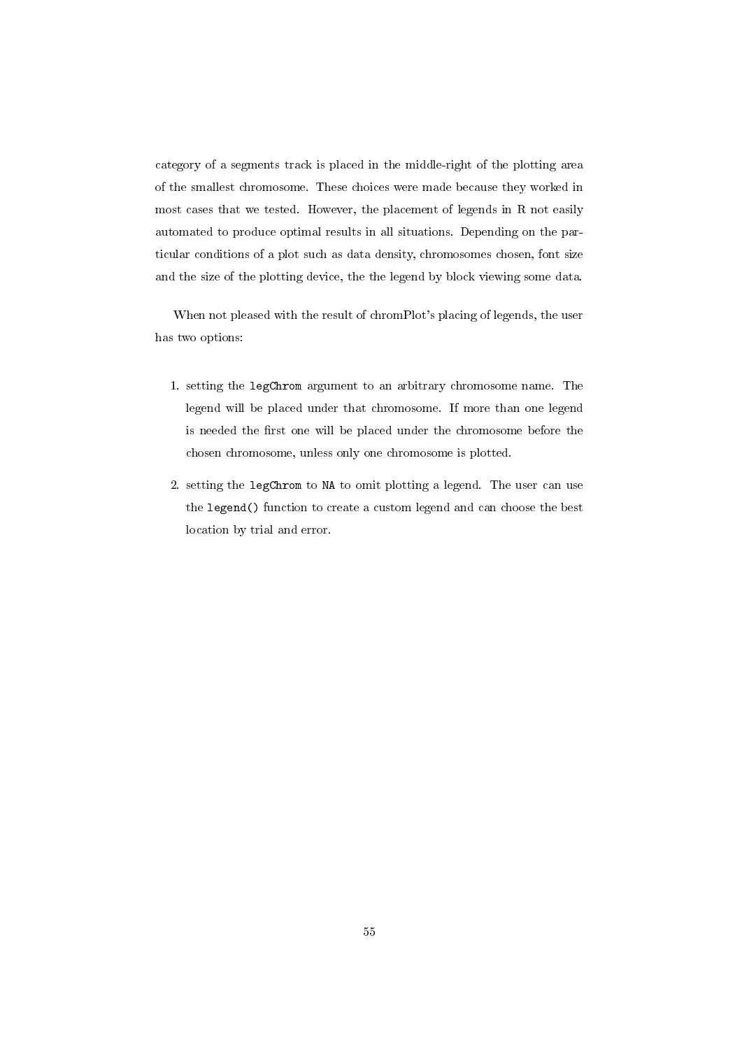category of a segments track is placed in the middle-right of the plotting area of the smallest chromosome. These choices were made because they worked in most cases that we tested. However, the placement of legends in R not easily automated to produce optimal results in all situations. Depending on the particular conditions of a plot such as data density, chromosomes chosen, font size and the size of the plotting device, the the legend by block viewing some data.

When not pleased with the result of chromPlot's placing of legends, the user has two options:

1. setting the `legChrom` argument to an arbitrary chromosome name. The legend will be placed under that chromosome. If more than one legend is needed the first one will be placed under the chromosome before the chosen chromosome, unless only one chromosome is plotted.

2. setting the `legChrom` to `NA` to omit plotting a legend. The user can use the `legend()` function to create a custom legend and can choose the best location by trial and error.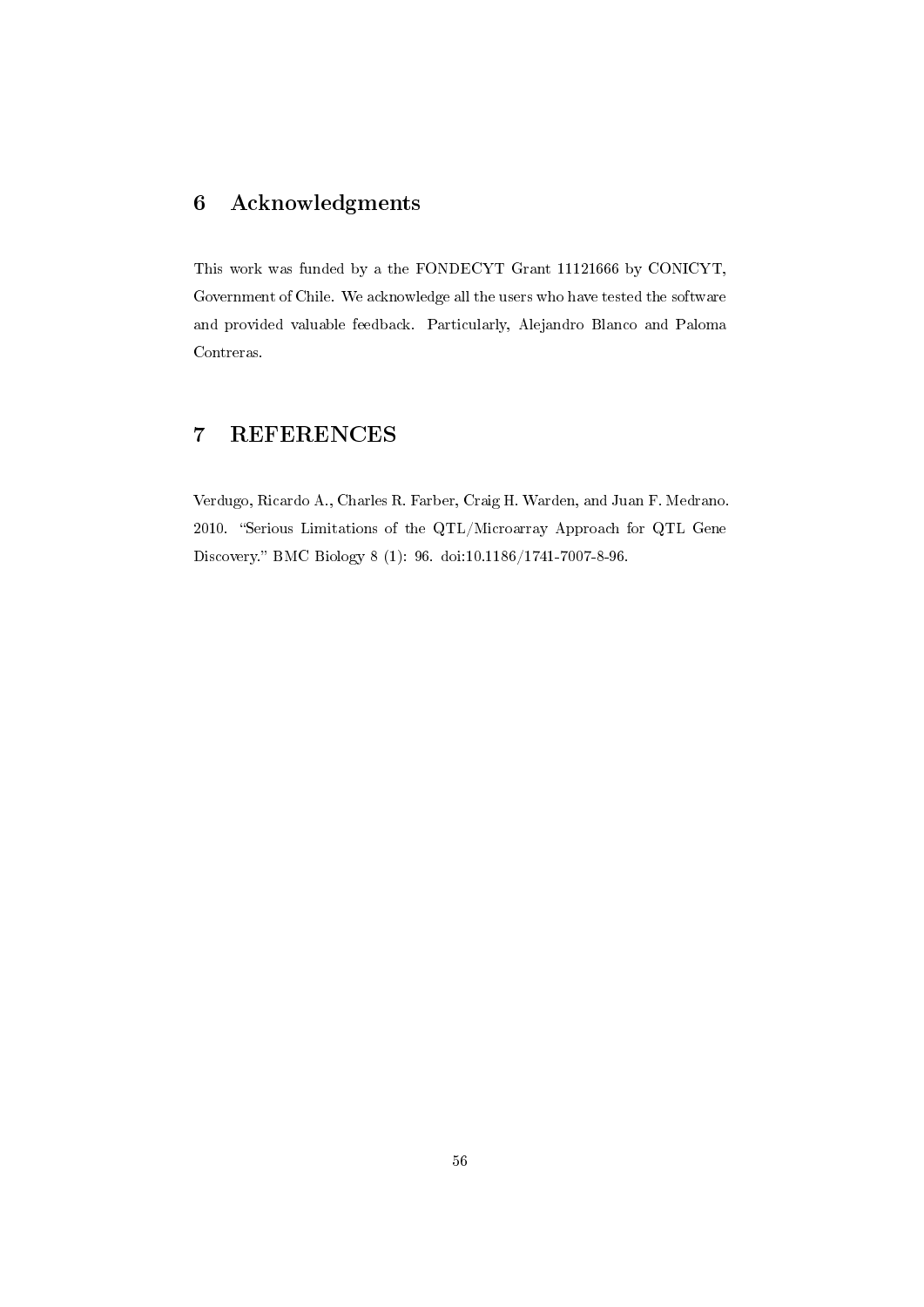## 6 Acknowledgments

This work was funded by a the FONDECYT Grant 11121666 by CONICYT, Government of Chile. We acknowledge all the users who have tested the software and provided valuable feedback. Particularly, Alejandro Blanco and Paloma Contreras.

## 7 REFERENCES

Verdugo, Ricardo A., Charles R. Farber, Craig H. Warden, and Juan F. Medrano. 2010. "Serious Limitations of the QTL/Microarray Approach for QTL Gene Discovery." BMC Biology 8 (1): 96. doi:10.1186/1741-7007-8-96.